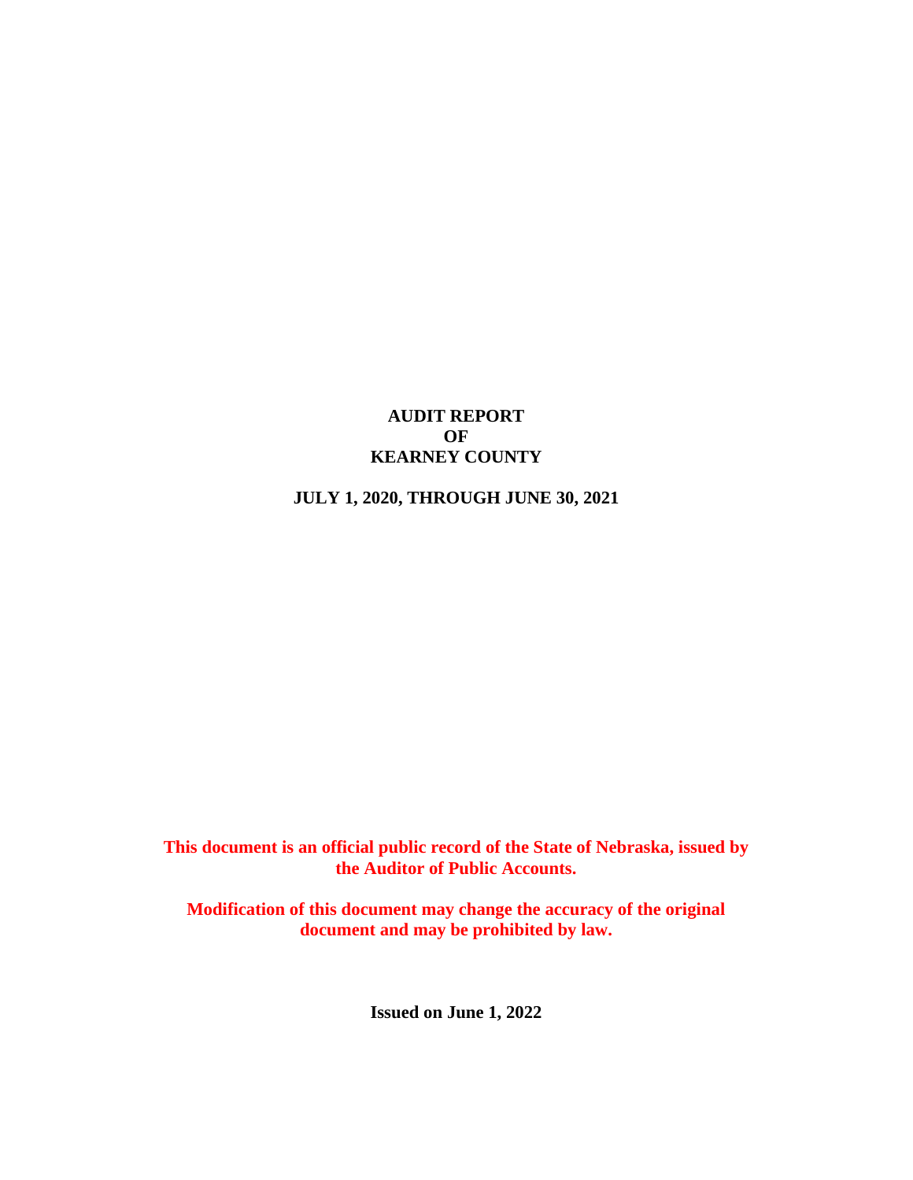# AUDIT REPORT
# OF
# KEARNEY COUNTY

**JULY 1, 2020, THROUGH JUNE 30, 2021**

**This document is an official public record of the State of Nebraska, issued by the Auditor of Public Accounts.**

**Modification of this document may change the accuracy of the original document and may be prohibited by law.**

**Issued on June 1, 2022**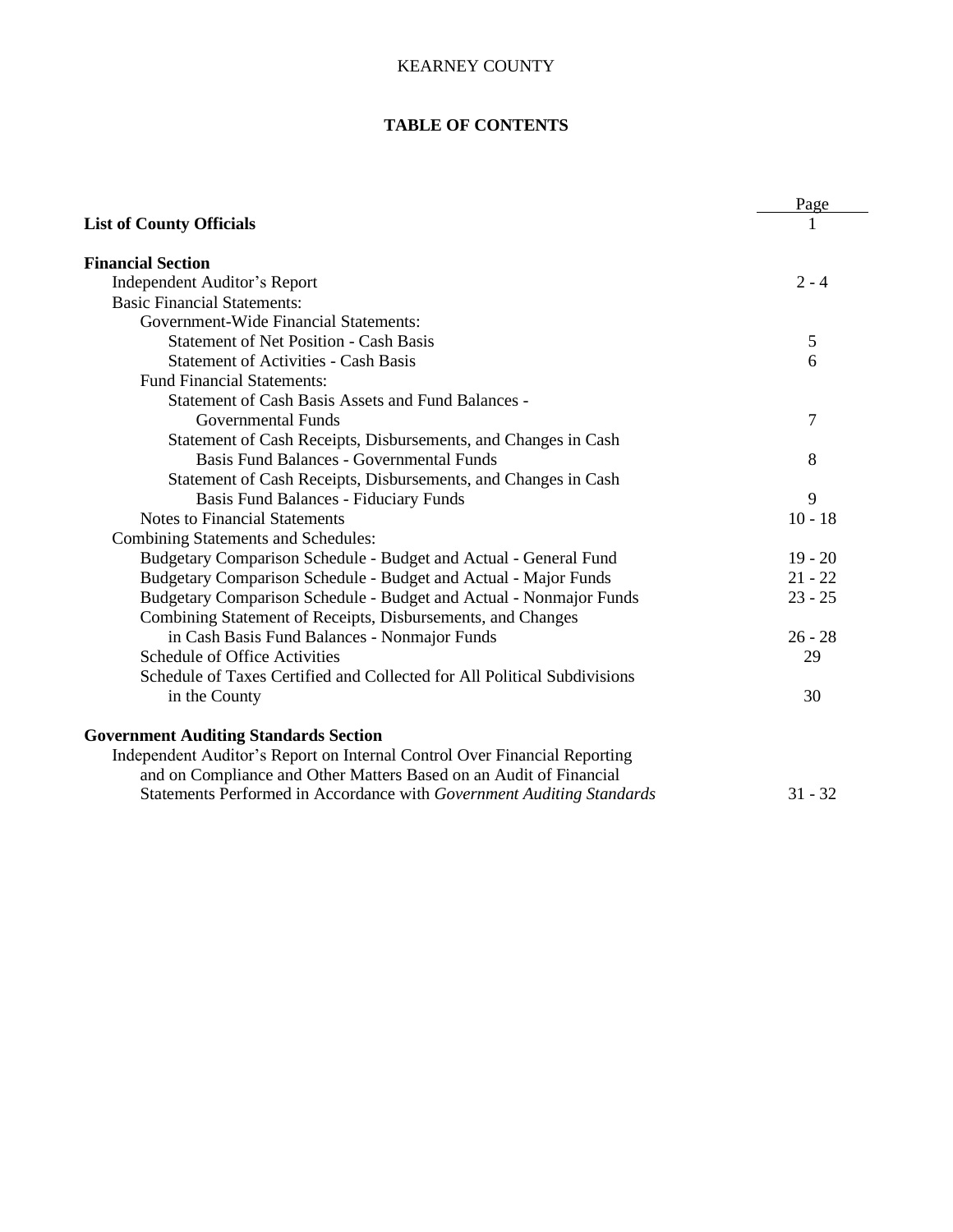KEARNEY COUNTY

# TABLE OF CONTENTS

| | Page |
|---|---|
| **List of County Officials** | 1 |
| | |
| **Financial Section** | |
| Independent Auditor's Report | 2 - 4 |
| Basic Financial Statements: | |
| Government-Wide Financial Statements: | |
| Statement of Net Position - Cash Basis | 5 |
| Statement of Activities - Cash Basis | 6 |
| Fund Financial Statements: | |
| Statement of Cash Basis Assets and Fund Balances - Governmental Funds | 7 |
| Statement of Cash Receipts, Disbursements, and Changes in Cash Basis Fund Balances - Governmental Funds | 8 |
| Statement of Cash Receipts, Disbursements, and Changes in Cash Basis Fund Balances - Fiduciary Funds | 9 |
| Notes to Financial Statements | 10 - 18 |
| Combining Statements and Schedules: | |
| Budgetary Comparison Schedule - Budget and Actual - General Fund | 19 - 20 |
| Budgetary Comparison Schedule - Budget and Actual - Major Funds | 21 - 22 |
| Budgetary Comparison Schedule - Budget and Actual - Nonmajor Funds | 23 - 25 |
| Combining Statement of Receipts, Disbursements, and Changes in Cash Basis Fund Balances - Nonmajor Funds | 26 - 28 |
| Schedule of Office Activities | 29 |
| Schedule of Taxes Certified and Collected for All Political Subdivisions in the County | 30 |
| | |
| **Government Auditing Standards Section** | |
| Independent Auditor's Report on Internal Control Over Financial Reporting and on Compliance and Other Matters Based on an Audit of Financial Statements Performed in Accordance with *Government Auditing Standards* | 31 - 32 |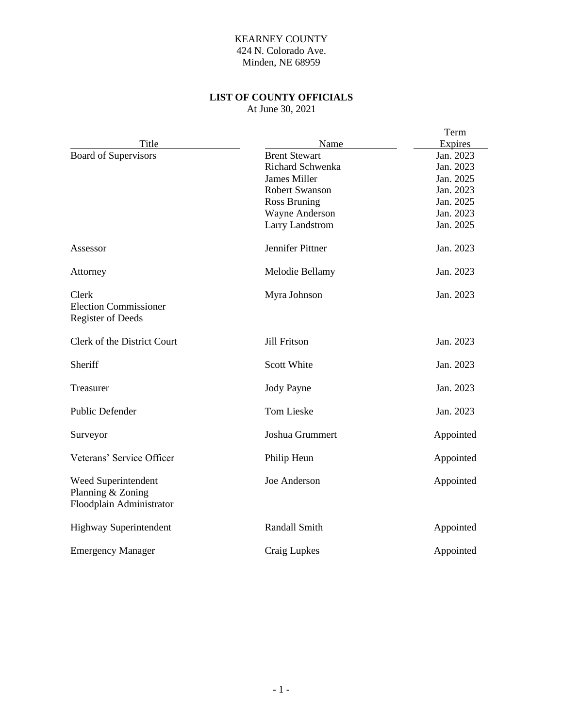KEARNEY COUNTY
424 N. Colorado Ave.
Minden, NE 68959

## LIST OF COUNTY OFFICIALS

At June 30, 2021

| Title | Name | Term Expires |
|---|---|---|
| Board of Supervisors | Brent Stewart | Jan. 2023 |
| | Richard Schwenka | Jan. 2023 |
| | James Miller | Jan. 2025 |
| | Robert Swanson | Jan. 2023 |
| | Ross Bruning | Jan. 2025 |
| | Wayne Anderson | Jan. 2023 |
| | Larry Landstrom | Jan. 2025 |
| Assessor | Jennifer Pittner | Jan. 2023 |
| Attorney | Melodie Bellamy | Jan. 2023 |
| Clerk<br>Election Commissioner<br>Register of Deeds | Myra Johnson | Jan. 2023 |
| Clerk of the District Court | Jill Fritson | Jan. 2023 |
| Sheriff | Scott White | Jan. 2023 |
| Treasurer | Jody Payne | Jan. 2023 |
| Public Defender | Tom Lieske | Jan. 2023 |
| Surveyor | Joshua Grummert | Appointed |
| Veterans' Service Officer | Philip Heun | Appointed |
| Weed Superintendent<br>Planning & Zoning<br>Floodplain Administrator | Joe Anderson | Appointed |
| Highway Superintendent | Randall Smith | Appointed |
| Emergency Manager | Craig Lupkes | Appointed |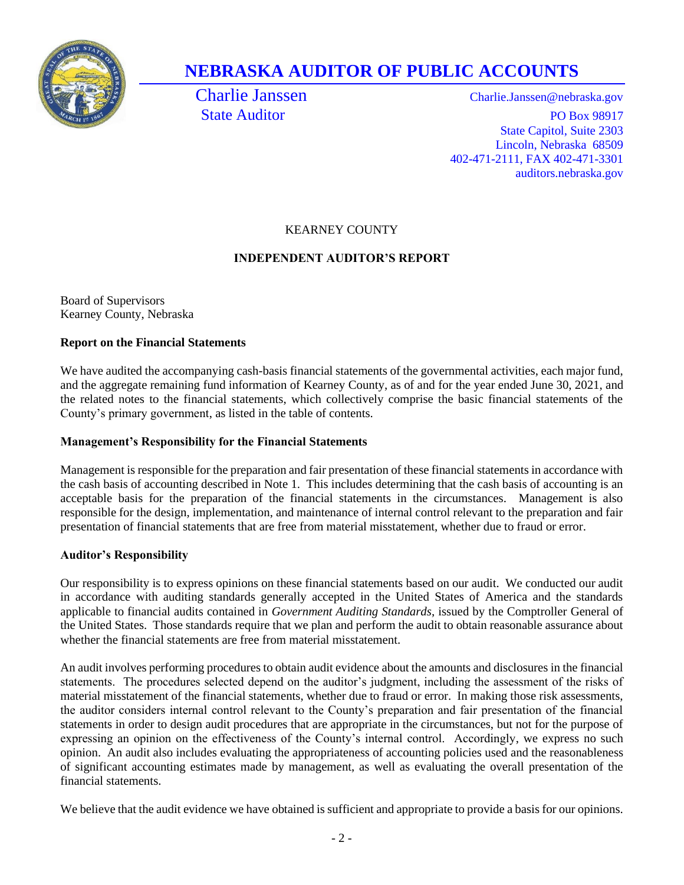# NEBRASKA AUDITOR OF PUBLIC ACCOUNTS

Charlie Janssen
State Auditor

Charlie.Janssen@nebraska.gov
PO Box 98917
State Capitol, Suite 2303
Lincoln, Nebraska 68509
402-471-2111, FAX 402-471-3301
auditors.nebraska.gov

KEARNEY COUNTY

## INDEPENDENT AUDITOR'S REPORT

Board of Supervisors
Kearney County, Nebraska

### Report on the Financial Statements

We have audited the accompanying cash-basis financial statements of the governmental activities, each major fund, and the aggregate remaining fund information of Kearney County, as of and for the year ended June 30, 2021, and the related notes to the financial statements, which collectively comprise the basic financial statements of the County's primary government, as listed in the table of contents.

### Management's Responsibility for the Financial Statements

Management is responsible for the preparation and fair presentation of these financial statements in accordance with the cash basis of accounting described in Note 1. This includes determining that the cash basis of accounting is an acceptable basis for the preparation of the financial statements in the circumstances. Management is also responsible for the design, implementation, and maintenance of internal control relevant to the preparation and fair presentation of financial statements that are free from material misstatement, whether due to fraud or error.

### Auditor's Responsibility

Our responsibility is to express opinions on these financial statements based on our audit. We conducted our audit in accordance with auditing standards generally accepted in the United States of America and the standards applicable to financial audits contained in *Government Auditing Standards*, issued by the Comptroller General of the United States. Those standards require that we plan and perform the audit to obtain reasonable assurance about whether the financial statements are free from material misstatement.

An audit involves performing procedures to obtain audit evidence about the amounts and disclosures in the financial statements. The procedures selected depend on the auditor's judgment, including the assessment of the risks of material misstatement of the financial statements, whether due to fraud or error. In making those risk assessments, the auditor considers internal control relevant to the County's preparation and fair presentation of the financial statements in order to design audit procedures that are appropriate in the circumstances, but not for the purpose of expressing an opinion on the effectiveness of the County's internal control. Accordingly, we express no such opinion. An audit also includes evaluating the appropriateness of accounting policies used and the reasonableness of significant accounting estimates made by management, as well as evaluating the overall presentation of the financial statements.

We believe that the audit evidence we have obtained is sufficient and appropriate to provide a basis for our opinions.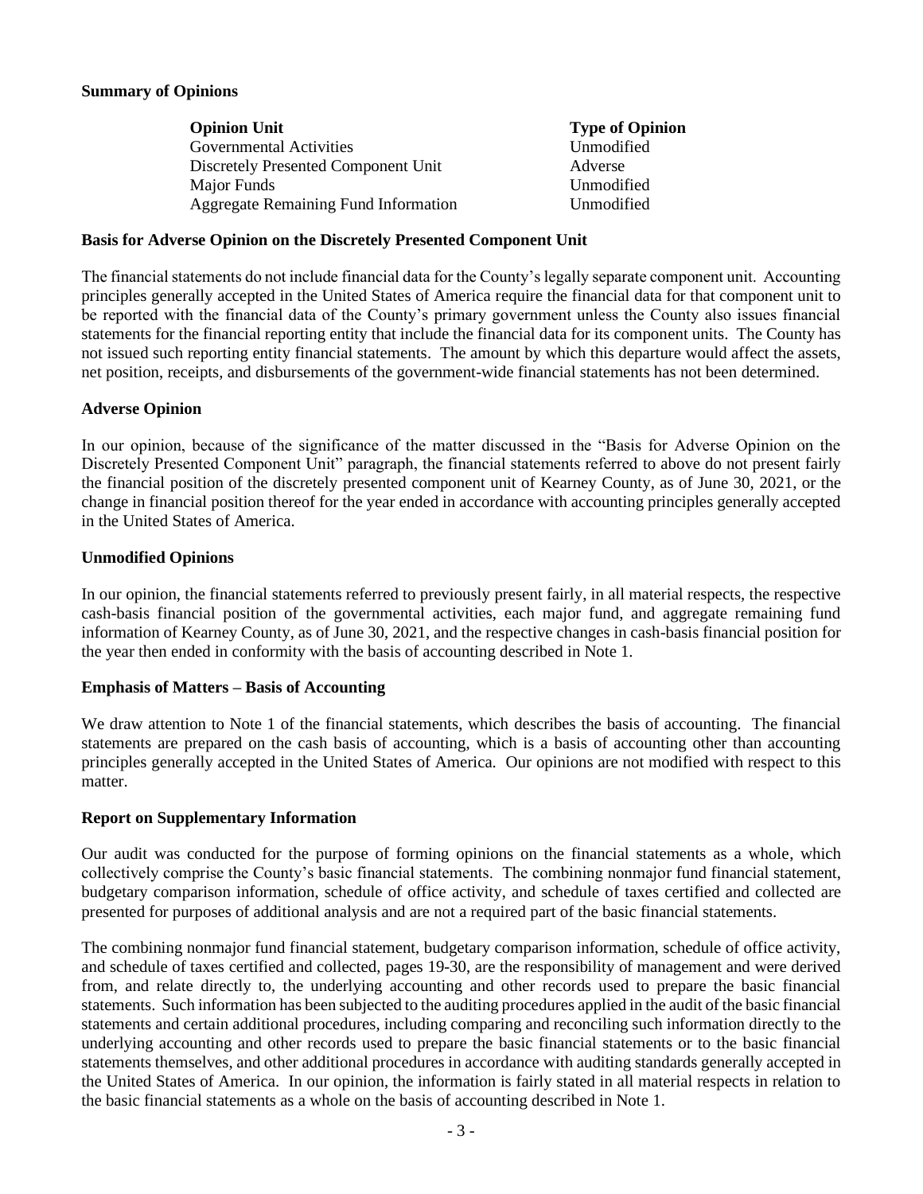**Summary of Opinions**

| Opinion Unit | Type of Opinion |
| --- | --- |
| Governmental Activities | Unmodified |
| Discretely Presented Component Unit | Adverse |
| Major Funds | Unmodified |
| Aggregate Remaining Fund Information | Unmodified |

**Basis for Adverse Opinion on the Discretely Presented Component Unit**

The financial statements do not include financial data for the County's legally separate component unit. Accounting principles generally accepted in the United States of America require the financial data for that component unit to be reported with the financial data of the County's primary government unless the County also issues financial statements for the financial reporting entity that include the financial data for its component units. The County has not issued such reporting entity financial statements. The amount by which this departure would affect the assets, net position, receipts, and disbursements of the government-wide financial statements has not been determined.

**Adverse Opinion**

In our opinion, because of the significance of the matter discussed in the "Basis for Adverse Opinion on the Discretely Presented Component Unit" paragraph, the financial statements referred to above do not present fairly the financial position of the discretely presented component unit of Kearney County, as of June 30, 2021, or the change in financial position thereof for the year ended in accordance with accounting principles generally accepted in the United States of America.

**Unmodified Opinions**

In our opinion, the financial statements referred to previously present fairly, in all material respects, the respective cash-basis financial position of the governmental activities, each major fund, and aggregate remaining fund information of Kearney County, as of June 30, 2021, and the respective changes in cash-basis financial position for the year then ended in conformity with the basis of accounting described in Note 1.

**Emphasis of Matters – Basis of Accounting**

We draw attention to Note 1 of the financial statements, which describes the basis of accounting. The financial statements are prepared on the cash basis of accounting, which is a basis of accounting other than accounting principles generally accepted in the United States of America. Our opinions are not modified with respect to this matter.

**Report on Supplementary Information**

Our audit was conducted for the purpose of forming opinions on the financial statements as a whole, which collectively comprise the County's basic financial statements. The combining nonmajor fund financial statement, budgetary comparison information, schedule of office activity, and schedule of taxes certified and collected are presented for purposes of additional analysis and are not a required part of the basic financial statements.

The combining nonmajor fund financial statement, budgetary comparison information, schedule of office activity, and schedule of taxes certified and collected, pages 19-30, are the responsibility of management and were derived from, and relate directly to, the underlying accounting and other records used to prepare the basic financial statements. Such information has been subjected to the auditing procedures applied in the audit of the basic financial statements and certain additional procedures, including comparing and reconciling such information directly to the underlying accounting and other records used to prepare the basic financial statements or to the basic financial statements themselves, and other additional procedures in accordance with auditing standards generally accepted in the United States of America. In our opinion, the information is fairly stated in all material respects in relation to the basic financial statements as a whole on the basis of accounting described in Note 1.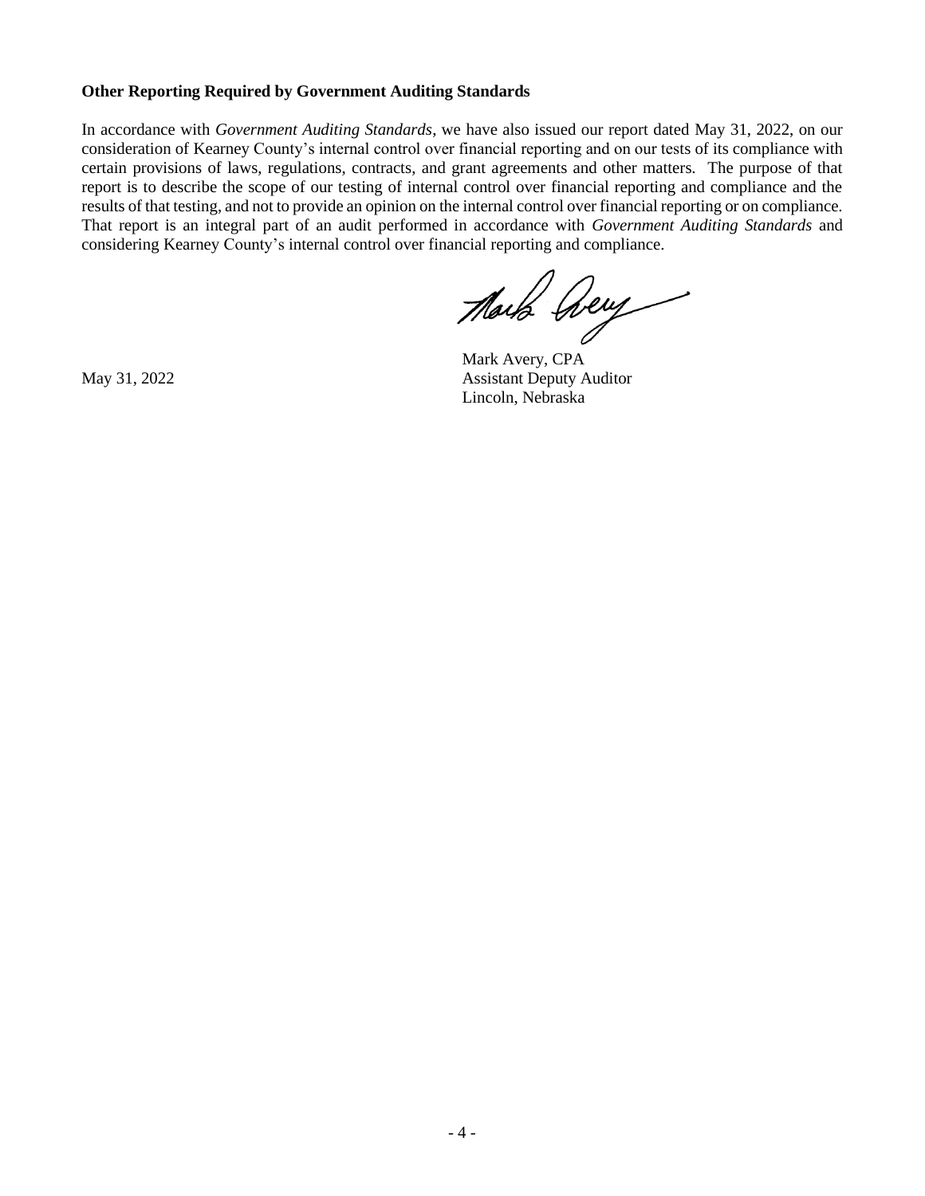**Other Reporting Required by Government Auditing Standards**

In accordance with *Government Auditing Standards*, we have also issued our report dated May 31, 2022, on our consideration of Kearney County's internal control over financial reporting and on our tests of its compliance with certain provisions of laws, regulations, contracts, and grant agreements and other matters. The purpose of that report is to describe the scope of our testing of internal control over financial reporting and compliance and the results of that testing, and not to provide an opinion on the internal control over financial reporting or on compliance. That report is an integral part of an audit performed in accordance with *Government Auditing Standards* and considering Kearney County's internal control over financial reporting and compliance.

May 31, 2022

Mark Avery, CPA
Assistant Deputy Auditor
Lincoln, Nebraska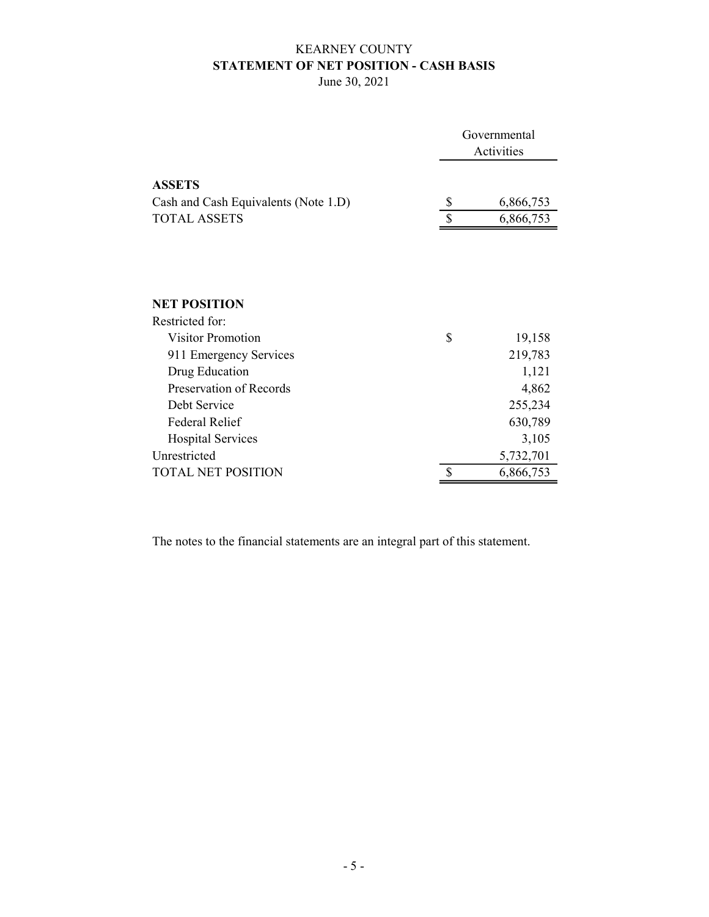# KEARNEY COUNTY
## STATEMENT OF NET POSITION - CASH BASIS
June 30, 2021

| | Governmental Activities |
|---|---|
| **ASSETS** | |
| Cash and Cash Equivalents (Note 1.D) | $ 6,866,753 |
| TOTAL ASSETS | $ 6,866,753 |
| | |
| **NET POSITION** | |
| Restricted for: | |
| Visitor Promotion | $ 19,158 |
| 911 Emergency Services | 219,783 |
| Drug Education | 1,121 |
| Preservation of Records | 4,862 |
| Debt Service | 255,234 |
| Federal Relief | 630,789 |
| Hospital Services | 3,105 |
| Unrestricted | 5,732,701 |
| TOTAL NET POSITION | $ 6,866,753 |

The notes to the financial statements are an integral part of this statement.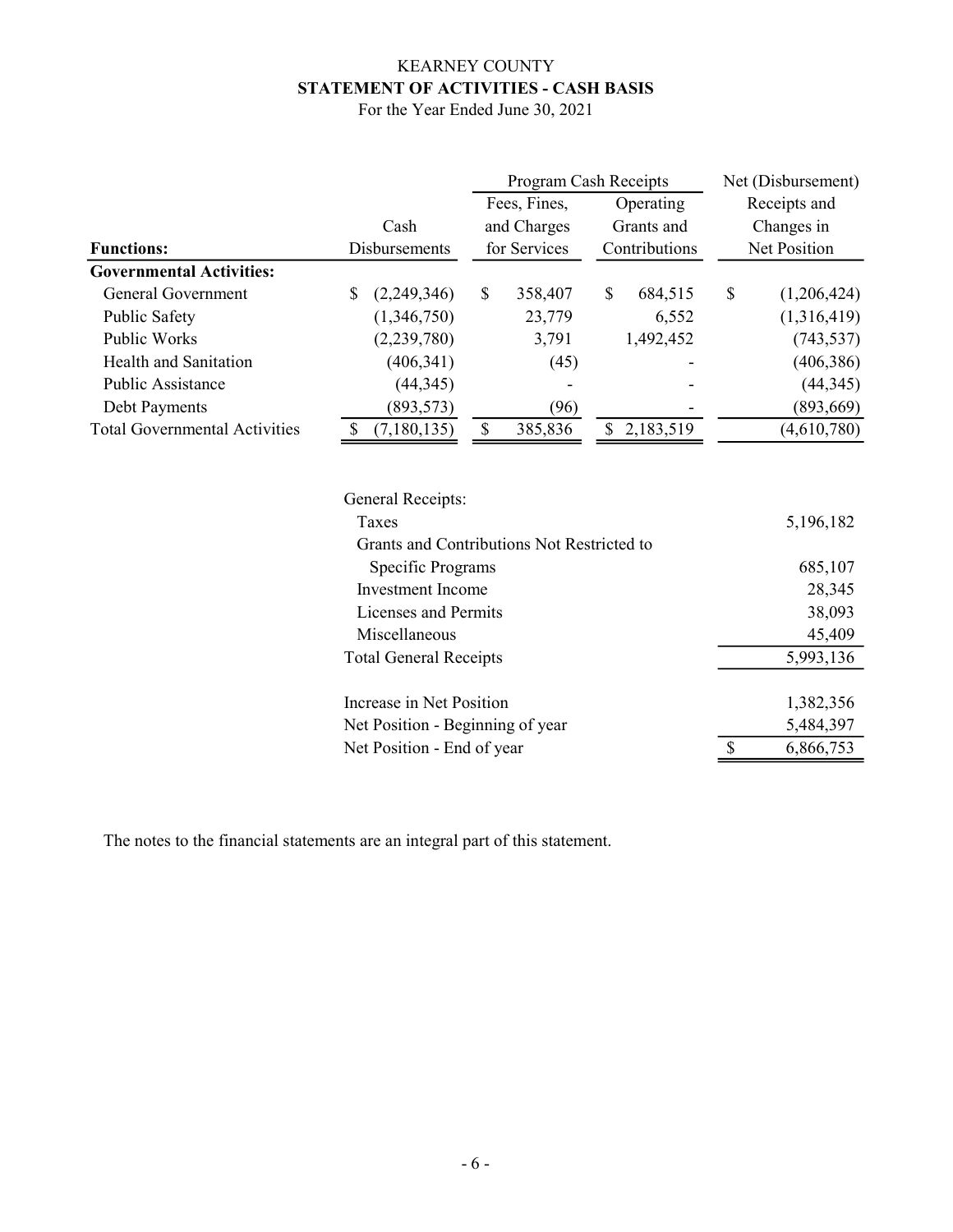# KEARNEY COUNTY
## STATEMENT OF ACTIVITIES - CASH BASIS
For the Year Ended June 30, 2021

| Functions: | Cash Disbursements | Program Cash Receipts: Fees, Fines, and Charges for Services | Program Cash Receipts: Operating Grants and Contributions | Net (Disbursement) Receipts and Changes in Net Position |
|---|---|---|---|---|
| **Governmental Activities:** | | | | |
| General Government | $ (2,249,346) | $ 358,407 | $ 684,515 | $ (1,206,424) |
| Public Safety | (1,346,750) | 23,779 | 6,552 | (1,316,419) |
| Public Works | (2,239,780) | 3,791 | 1,492,452 | (743,537) |
| Health and Sanitation | (406,341) | (45) | - | (406,386) |
| Public Assistance | (44,345) | - | - | (44,345) |
| Debt Payments | (893,573) | (96) | - | (893,669) |
| Total Governmental Activities | $ (7,180,135) | $ 385,836 | $ 2,183,519 | (4,610,780) |

| | |
|---|---|
| General Receipts: | |
| Taxes | 5,196,182 |
| Grants and Contributions Not Restricted to Specific Programs | 685,107 |
| Investment Income | 28,345 |
| Licenses and Permits | 38,093 |
| Miscellaneous | 45,409 |
| Total General Receipts | 5,993,136 |
| | |
| Increase in Net Position | 1,382,356 |
| Net Position - Beginning of year | 5,484,397 |
| Net Position - End of year | $ 6,866,753 |

The notes to the financial statements are an integral part of this statement.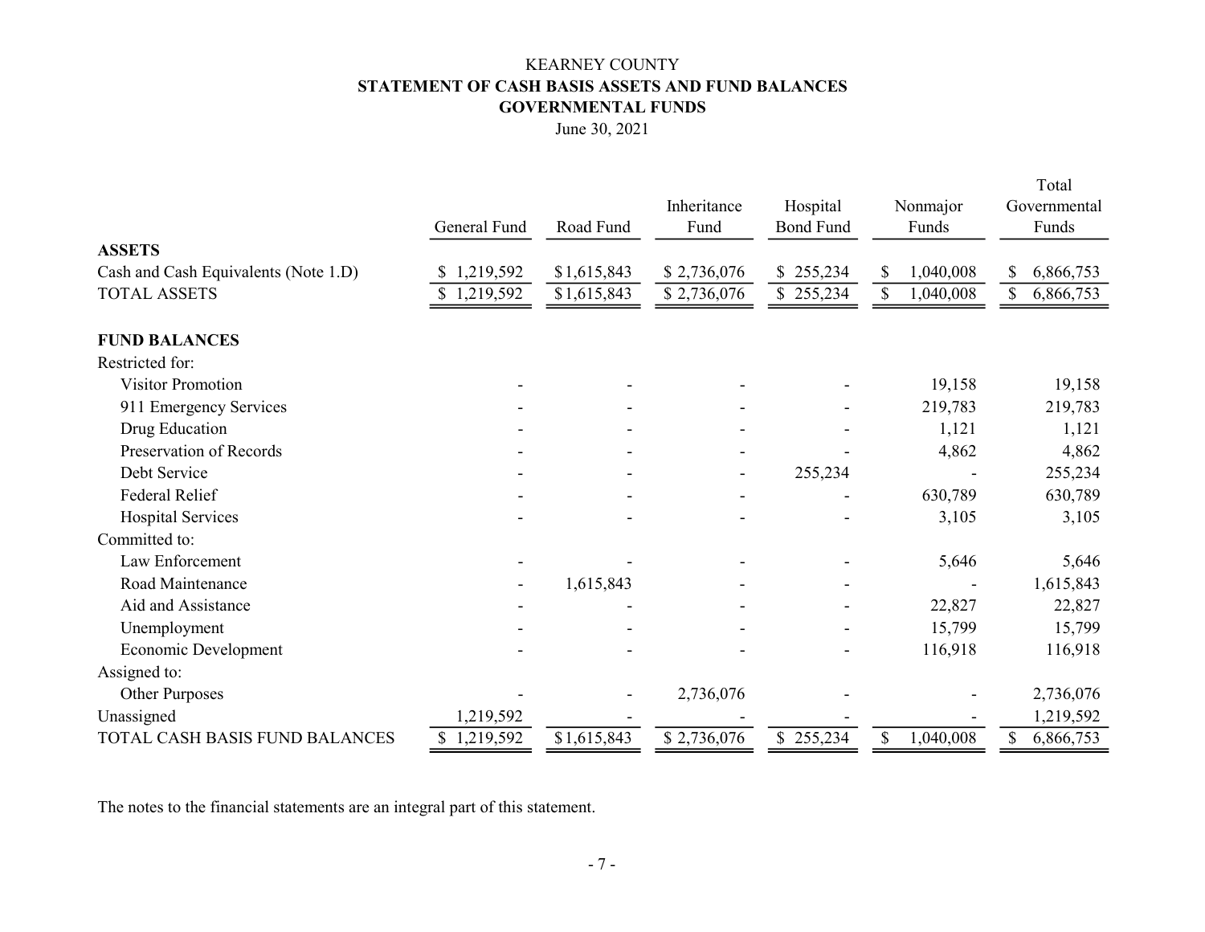# KEARNEY COUNTY

## STATEMENT OF CASH BASIS ASSETS AND FUND BALANCES

## GOVERNMENTAL FUNDS

June 30, 2021

| | General Fund | Road Fund | Inheritance Fund | Hospital Bond Fund | Nonmajor Funds | Total Governmental Funds |
|---|---|---|---|---|---|---|
| **ASSETS** | | | | | | |
| Cash and Cash Equivalents (Note 1.D) | $ 1,219,592 | $ 1,615,843 | $ 2,736,076 | $ 255,234 | $ 1,040,008 | $ 6,866,753 |
| TOTAL ASSETS | $ 1,219,592 | $ 1,615,843 | $ 2,736,076 | $ 255,234 | $ 1,040,008 | $ 6,866,753 |
| **FUND BALANCES** | | | | | | |
| Restricted for: | | | | | | |
| Visitor Promotion | - | - | - | - | 19,158 | 19,158 |
| 911 Emergency Services | - | - | - | - | 219,783 | 219,783 |
| Drug Education | - | - | - | - | 1,121 | 1,121 |
| Preservation of Records | - | - | - | - | 4,862 | 4,862 |
| Debt Service | - | - | - | 255,234 | - | 255,234 |
| Federal Relief | - | - | - | - | 630,789 | 630,789 |
| Hospital Services | - | - | - | - | 3,105 | 3,105 |
| Committed to: | | | | | | |
| Law Enforcement | - | - | - | - | 5,646 | 5,646 |
| Road Maintenance | - | 1,615,843 | - | - | - | 1,615,843 |
| Aid and Assistance | - | - | - | - | 22,827 | 22,827 |
| Unemployment | - | - | - | - | 15,799 | 15,799 |
| Economic Development | - | - | - | - | 116,918 | 116,918 |
| Assigned to: | | | | | | |
| Other Purposes | - | - | 2,736,076 | - | - | 2,736,076 |
| Unassigned | 1,219,592 | - | - | - | - | 1,219,592 |
| TOTAL CASH BASIS FUND BALANCES | $ 1,219,592 | $ 1,615,843 | $ 2,736,076 | $ 255,234 | $ 1,040,008 | $ 6,866,753 |

The notes to the financial statements are an integral part of this statement.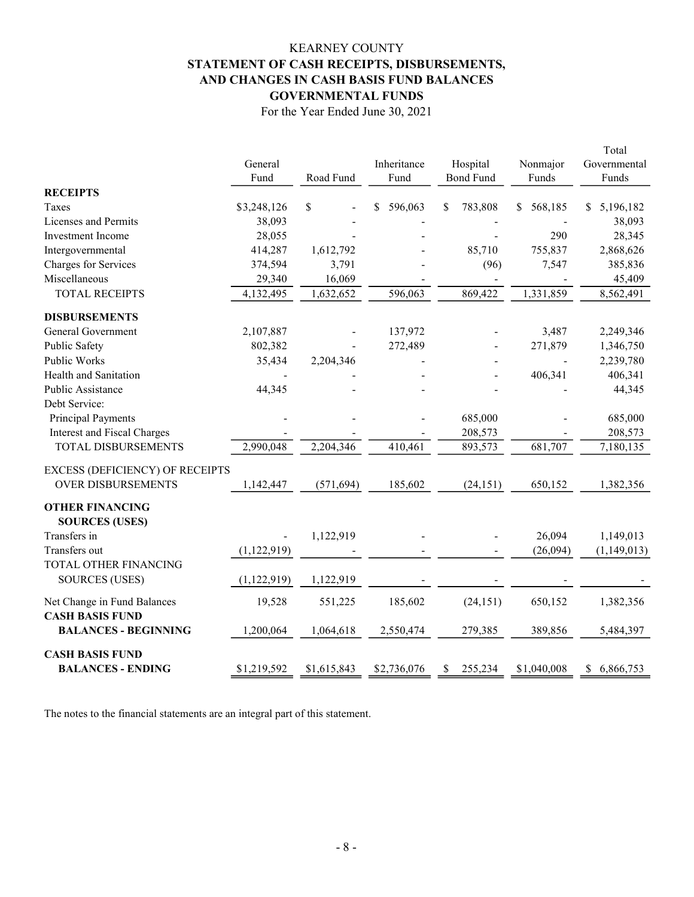# KEARNEY COUNTY

## STATEMENT OF CASH RECEIPTS, DISBURSEMENTS, AND CHANGES IN CASH BASIS FUND BALANCES GOVERNMENTAL FUNDS

For the Year Ended June 30, 2021

| | General Fund | Road Fund | Inheritance Fund | Hospital Bond Fund | Nonmajor Funds | Total Governmental Funds |
|---|---|---|---|---|---|---|
| **RECEIPTS** | | | | | | |
| Taxes | $3,248,126 | $ - | $ 596,063 | $ 783,808 | $ 568,185 | $ 5,196,182 |
| Licenses and Permits | 38,093 | - | - | - | - | 38,093 |
| Investment Income | 28,055 | - | - | - | 290 | 28,345 |
| Intergovernmental | 414,287 | 1,612,792 | - | 85,710 | 755,837 | 2,868,626 |
| Charges for Services | 374,594 | 3,791 | - | (96) | 7,547 | 385,836 |
| Miscellaneous | 29,340 | 16,069 | - | - | - | 45,409 |
| TOTAL RECEIPTS | 4,132,495 | 1,632,652 | 596,063 | 869,422 | 1,331,859 | 8,562,491 |
| **DISBURSEMENTS** | | | | | | |
| General Government | 2,107,887 | - | 137,972 | - | 3,487 | 2,249,346 |
| Public Safety | 802,382 | - | 272,489 | - | 271,879 | 1,346,750 |
| Public Works | 35,434 | 2,204,346 | - | - | - | 2,239,780 |
| Health and Sanitation | - | - | - | - | 406,341 | 406,341 |
| Public Assistance | 44,345 | - | - | - | - | 44,345 |
| Debt Service: | | | | | | |
| Principal Payments | - | - | - | 685,000 | - | 685,000 |
| Interest and Fiscal Charges | - | - | - | 208,573 | - | 208,573 |
| TOTAL DISBURSEMENTS | 2,990,048 | 2,204,346 | 410,461 | 893,573 | 681,707 | 7,180,135 |
| EXCESS (DEFICIENCY) OF RECEIPTS OVER DISBURSEMENTS | 1,142,447 | (571,694) | 185,602 | (24,151) | 650,152 | 1,382,356 |
| **OTHER FINANCING SOURCES (USES)** | | | | | | |
| Transfers in | - | 1,122,919 | - | - | 26,094 | 1,149,013 |
| Transfers out | (1,122,919) | - | - | - | (26,094) | (1,149,013) |
| TOTAL OTHER FINANCING SOURCES (USES) | (1,122,919) | 1,122,919 | - | - | - | - |
| Net Change in Fund Balances | 19,528 | 551,225 | 185,602 | (24,151) | 650,152 | 1,382,356 |
| **CASH BASIS FUND BALANCES - BEGINNING** | 1,200,064 | 1,064,618 | 2,550,474 | 279,385 | 389,856 | 5,484,397 |
| **CASH BASIS FUND BALANCES - ENDING** | $1,219,592 | $1,615,843 | $2,736,076 | $ 255,234 | $1,040,008 | $ 6,866,753 |

The notes to the financial statements are an integral part of this statement.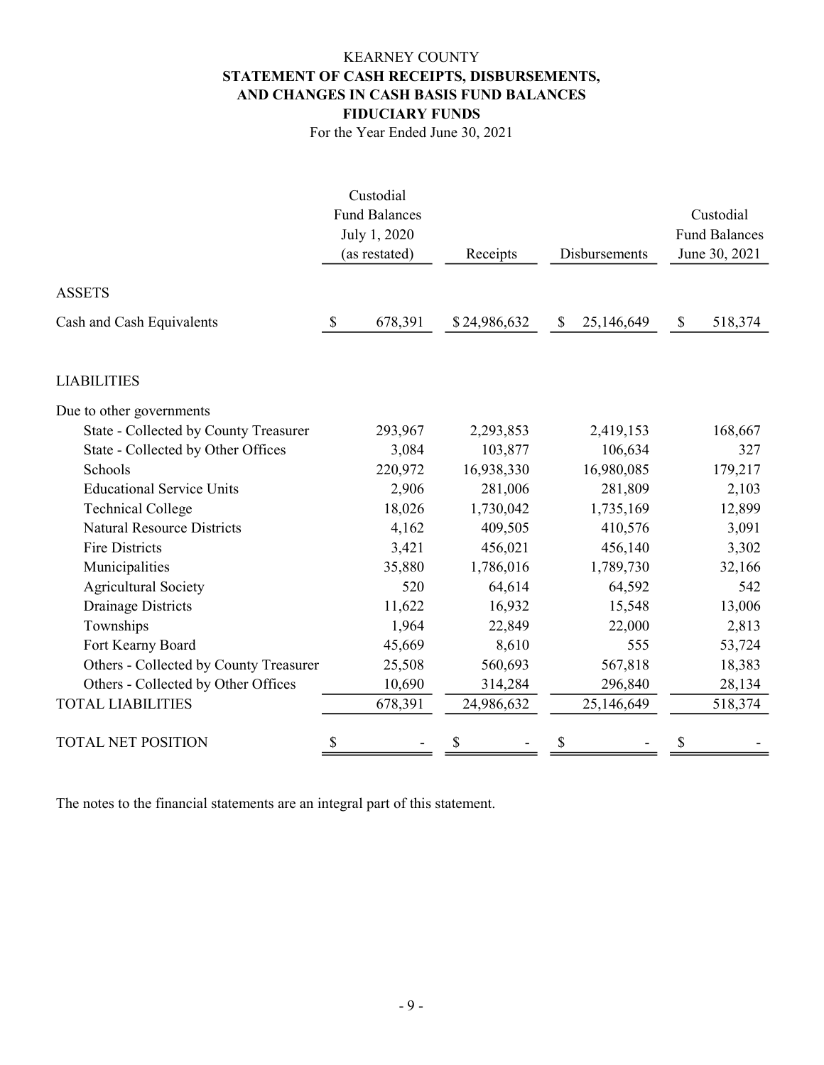# KEARNEY COUNTY

## STATEMENT OF CASH RECEIPTS, DISBURSEMENTS, AND CHANGES IN CASH BASIS FUND BALANCES

## FIDUCIARY FUNDS

For the Year Ended June 30, 2021

| | Custodial Fund Balances July 1, 2020 (as restated) | Receipts | Disbursements | Custodial Fund Balances June 30, 2021 |
|---|---|---|---|---|
| ASSETS | | | | |
| Cash and Cash Equivalents | $ 678,391 | $ 24,986,632 | $ 25,146,649 | $ 518,374 |
| | | | | |
| LIABILITIES | | | | |
| Due to other governments | | | | |
| State - Collected by County Treasurer | 293,967 | 2,293,853 | 2,419,153 | 168,667 |
| State - Collected by Other Offices | 3,084 | 103,877 | 106,634 | 327 |
| Schools | 220,972 | 16,938,330 | 16,980,085 | 179,217 |
| Educational Service Units | 2,906 | 281,006 | 281,809 | 2,103 |
| Technical College | 18,026 | 1,730,042 | 1,735,169 | 12,899 |
| Natural Resource Districts | 4,162 | 409,505 | 410,576 | 3,091 |
| Fire Districts | 3,421 | 456,021 | 456,140 | 3,302 |
| Municipalities | 35,880 | 1,786,016 | 1,789,730 | 32,166 |
| Agricultural Society | 520 | 64,614 | 64,592 | 542 |
| Drainage Districts | 11,622 | 16,932 | 15,548 | 13,006 |
| Townships | 1,964 | 22,849 | 22,000 | 2,813 |
| Fort Kearny Board | 45,669 | 8,610 | 555 | 53,724 |
| Others - Collected by County Treasurer | 25,508 | 560,693 | 567,818 | 18,383 |
| Others - Collected by Other Offices | 10,690 | 314,284 | 296,840 | 28,134 |
| TOTAL LIABILITIES | 678,391 | 24,986,632 | 25,146,649 | 518,374 |
| | | | | |
| TOTAL NET POSITION | $ - | $ - | $ - | $ - |

The notes to the financial statements are an integral part of this statement.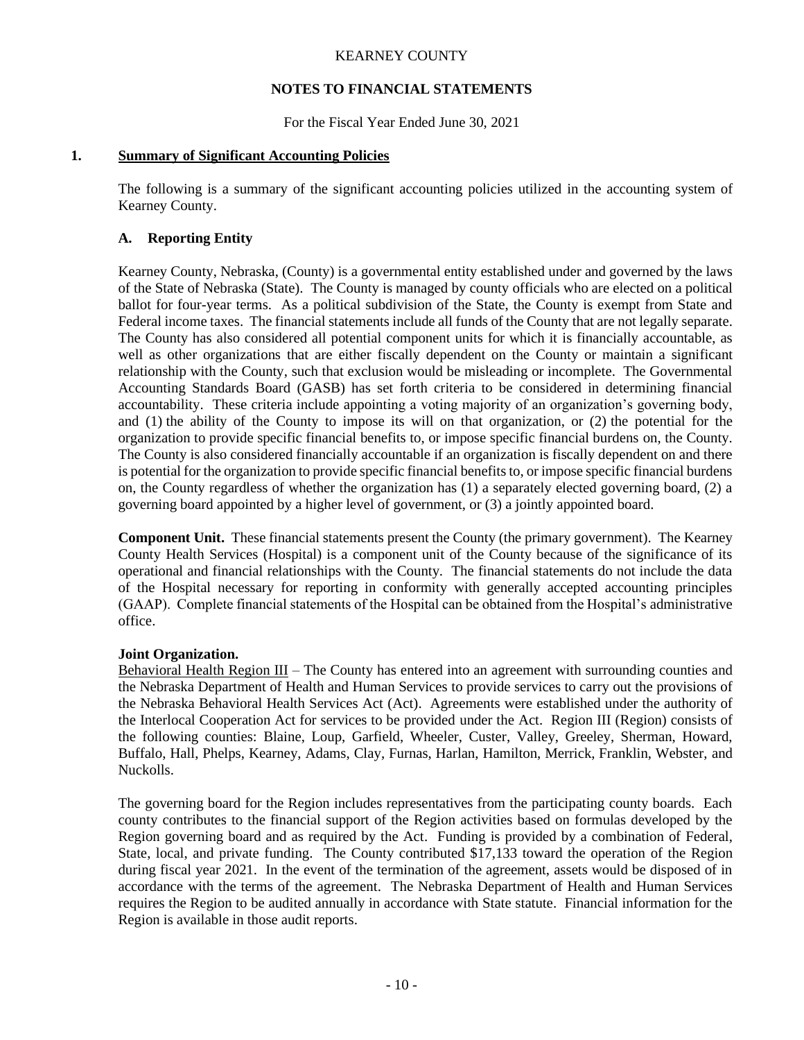# KEARNEY COUNTY

## NOTES TO FINANCIAL STATEMENTS

For the Fiscal Year Ended June 30, 2021

## 1. Summary of Significant Accounting Policies

The following is a summary of the significant accounting policies utilized in the accounting system of Kearney County.

### A. Reporting Entity

Kearney County, Nebraska, (County) is a governmental entity established under and governed by the laws of the State of Nebraska (State). The County is managed by county officials who are elected on a political ballot for four-year terms. As a political subdivision of the State, the County is exempt from State and Federal income taxes. The financial statements include all funds of the County that are not legally separate. The County has also considered all potential component units for which it is financially accountable, as well as other organizations that are either fiscally dependent on the County or maintain a significant relationship with the County, such that exclusion would be misleading or incomplete. The Governmental Accounting Standards Board (GASB) has set forth criteria to be considered in determining financial accountability. These criteria include appointing a voting majority of an organization's governing body, and (1) the ability of the County to impose its will on that organization, or (2) the potential for the organization to provide specific financial benefits to, or impose specific financial burdens on, the County. The County is also considered financially accountable if an organization is fiscally dependent on and there is potential for the organization to provide specific financial benefits to, or impose specific financial burdens on, the County regardless of whether the organization has (1) a separately elected governing board, (2) a governing board appointed by a higher level of government, or (3) a jointly appointed board.

**Component Unit.** These financial statements present the County (the primary government). The Kearney County Health Services (Hospital) is a component unit of the County because of the significance of its operational and financial relationships with the County. The financial statements do not include the data of the Hospital necessary for reporting in conformity with generally accepted accounting principles (GAAP). Complete financial statements of the Hospital can be obtained from the Hospital's administrative office.

**Joint Organization.**
Behavioral Health Region III – The County has entered into an agreement with surrounding counties and the Nebraska Department of Health and Human Services to provide services to carry out the provisions of the Nebraska Behavioral Health Services Act (Act). Agreements were established under the authority of the Interlocal Cooperation Act for services to be provided under the Act. Region III (Region) consists of the following counties: Blaine, Loup, Garfield, Wheeler, Custer, Valley, Greeley, Sherman, Howard, Buffalo, Hall, Phelps, Kearney, Adams, Clay, Furnas, Harlan, Hamilton, Merrick, Franklin, Webster, and Nuckolls.

The governing board for the Region includes representatives from the participating county boards. Each county contributes to the financial support of the Region activities based on formulas developed by the Region governing board and as required by the Act. Funding is provided by a combination of Federal, State, local, and private funding. The County contributed $17,133 toward the operation of the Region during fiscal year 2021. In the event of the termination of the agreement, assets would be disposed of in accordance with the terms of the agreement. The Nebraska Department of Health and Human Services requires the Region to be audited annually in accordance with State statute. Financial information for the Region is available in those audit reports.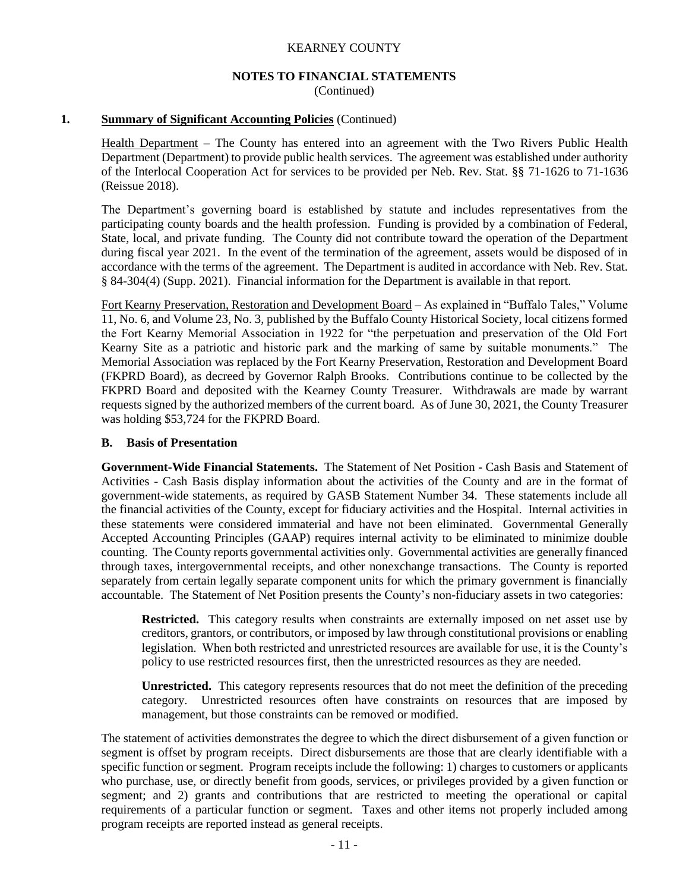# KEARNEY COUNTY

## NOTES TO FINANCIAL STATEMENTS
(Continued)

**1. Summary of Significant Accounting Policies** (Continued)

Health Department – The County has entered into an agreement with the Two Rivers Public Health Department (Department) to provide public health services. The agreement was established under authority of the Interlocal Cooperation Act for services to be provided per Neb. Rev. Stat. §§ 71-1626 to 71-1636 (Reissue 2018).

The Department's governing board is established by statute and includes representatives from the participating county boards and the health profession. Funding is provided by a combination of Federal, State, local, and private funding. The County did not contribute toward the operation of the Department during fiscal year 2021. In the event of the termination of the agreement, assets would be disposed of in accordance with the terms of the agreement. The Department is audited in accordance with Neb. Rev. Stat. § 84-304(4) (Supp. 2021). Financial information for the Department is available in that report.

Fort Kearny Preservation, Restoration and Development Board – As explained in "Buffalo Tales," Volume 11, No. 6, and Volume 23, No. 3, published by the Buffalo County Historical Society, local citizens formed the Fort Kearny Memorial Association in 1922 for "the perpetuation and preservation of the Old Fort Kearny Site as a patriotic and historic park and the marking of same by suitable monuments." The Memorial Association was replaced by the Fort Kearny Preservation, Restoration and Development Board (FKPRD Board), as decreed by Governor Ralph Brooks. Contributions continue to be collected by the FKPRD Board and deposited with the Kearney County Treasurer. Withdrawals are made by warrant requests signed by the authorized members of the current board. As of June 30, 2021, the County Treasurer was holding $53,724 for the FKPRD Board.

### B. Basis of Presentation

**Government-Wide Financial Statements.** The Statement of Net Position - Cash Basis and Statement of Activities - Cash Basis display information about the activities of the County and are in the format of government-wide statements, as required by GASB Statement Number 34. These statements include all the financial activities of the County, except for fiduciary activities and the Hospital. Internal activities in these statements were considered immaterial and have not been eliminated. Governmental Generally Accepted Accounting Principles (GAAP) requires internal activity to be eliminated to minimize double counting. The County reports governmental activities only. Governmental activities are generally financed through taxes, intergovernmental receipts, and other nonexchange transactions. The County is reported separately from certain legally separate component units for which the primary government is financially accountable. The Statement of Net Position presents the County's non-fiduciary assets in two categories:

**Restricted.** This category results when constraints are externally imposed on net asset use by creditors, grantors, or contributors, or imposed by law through constitutional provisions or enabling legislation. When both restricted and unrestricted resources are available for use, it is the County's policy to use restricted resources first, then the unrestricted resources as they are needed.

**Unrestricted.** This category represents resources that do not meet the definition of the preceding category. Unrestricted resources often have constraints on resources that are imposed by management, but those constraints can be removed or modified.

The statement of activities demonstrates the degree to which the direct disbursement of a given function or segment is offset by program receipts. Direct disbursements are those that are clearly identifiable with a specific function or segment. Program receipts include the following: 1) charges to customers or applicants who purchase, use, or directly benefit from goods, services, or privileges provided by a given function or segment; and 2) grants and contributions that are restricted to meeting the operational or capital requirements of a particular function or segment. Taxes and other items not properly included among program receipts are reported instead as general receipts.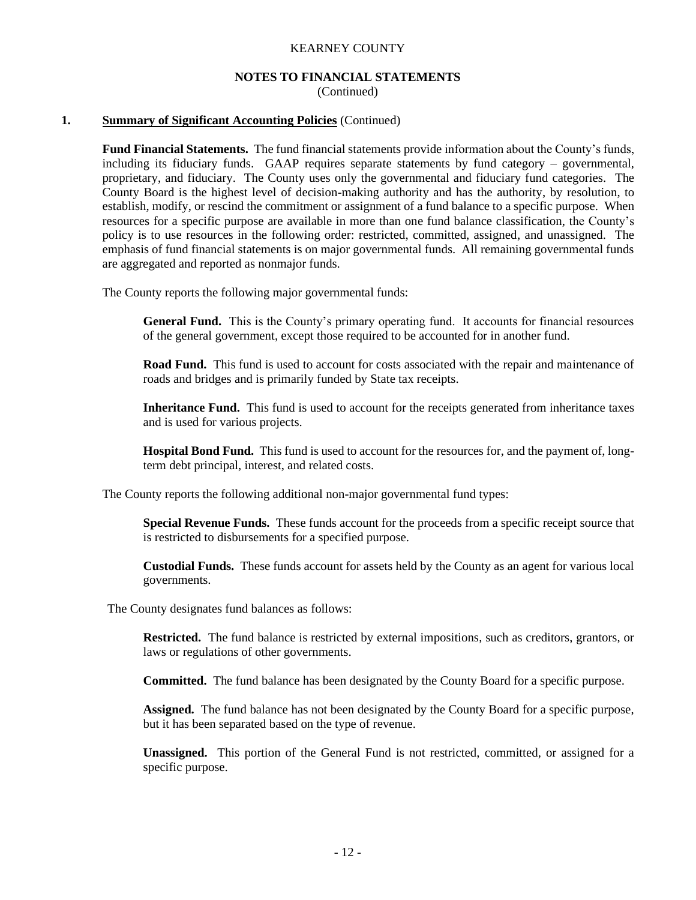# KEARNEY COUNTY

## NOTES TO FINANCIAL STATEMENTS
(Continued)

**1. Summary of Significant Accounting Policies** (Continued)

**Fund Financial Statements.** The fund financial statements provide information about the County's funds, including its fiduciary funds. GAAP requires separate statements by fund category – governmental, proprietary, and fiduciary. The County uses only the governmental and fiduciary fund categories. The County Board is the highest level of decision-making authority and has the authority, by resolution, to establish, modify, or rescind the commitment or assignment of a fund balance to a specific purpose. When resources for a specific purpose are available in more than one fund balance classification, the County's policy is to use resources in the following order: restricted, committed, assigned, and unassigned. The emphasis of fund financial statements is on major governmental funds. All remaining governmental funds are aggregated and reported as nonmajor funds.

The County reports the following major governmental funds:

**General Fund.** This is the County's primary operating fund. It accounts for financial resources of the general government, except those required to be accounted for in another fund.

**Road Fund.** This fund is used to account for costs associated with the repair and maintenance of roads and bridges and is primarily funded by State tax receipts.

**Inheritance Fund.** This fund is used to account for the receipts generated from inheritance taxes and is used for various projects.

**Hospital Bond Fund.** This fund is used to account for the resources for, and the payment of, long-term debt principal, interest, and related costs.

The County reports the following additional non-major governmental fund types:

**Special Revenue Funds.** These funds account for the proceeds from a specific receipt source that is restricted to disbursements for a specified purpose.

**Custodial Funds.** These funds account for assets held by the County as an agent for various local governments.

The County designates fund balances as follows:

**Restricted.** The fund balance is restricted by external impositions, such as creditors, grantors, or laws or regulations of other governments.

**Committed.** The fund balance has been designated by the County Board for a specific purpose.

**Assigned.** The fund balance has not been designated by the County Board for a specific purpose, but it has been separated based on the type of revenue.

**Unassigned.** This portion of the General Fund is not restricted, committed, or assigned for a specific purpose.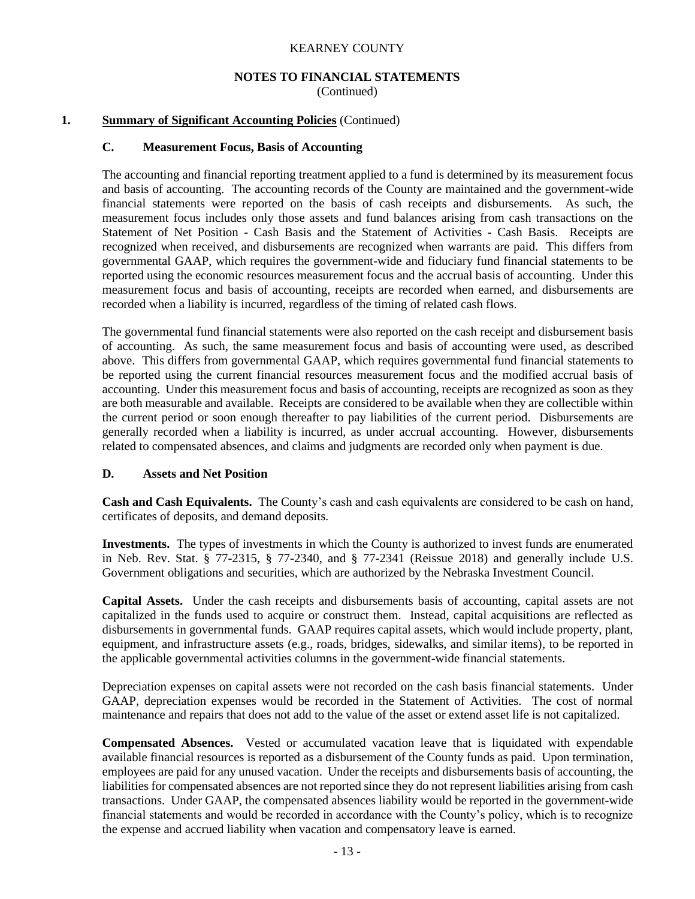## NOTES TO FINANCIAL STATEMENTS
(Continued)

### 1. Summary of Significant Accounting Policies (Continued)

#### C. Measurement Focus, Basis of Accounting

The accounting and financial reporting treatment applied to a fund is determined by its measurement focus and basis of accounting. The accounting records of the County are maintained and the government-wide financial statements were reported on the basis of cash receipts and disbursements. As such, the measurement focus includes only those assets and fund balances arising from cash transactions on the Statement of Net Position - Cash Basis and the Statement of Activities - Cash Basis. Receipts are recognized when received, and disbursements are recognized when warrants are paid. This differs from governmental GAAP, which requires the government-wide and fiduciary fund financial statements to be reported using the economic resources measurement focus and the accrual basis of accounting. Under this measurement focus and basis of accounting, receipts are recorded when earned, and disbursements are recorded when a liability is incurred, regardless of the timing of related cash flows.

The governmental fund financial statements were also reported on the cash receipt and disbursement basis of accounting. As such, the same measurement focus and basis of accounting were used, as described above. This differs from governmental GAAP, which requires governmental fund financial statements to be reported using the current financial resources measurement focus and the modified accrual basis of accounting. Under this measurement focus and basis of accounting, receipts are recognized as soon as they are both measurable and available. Receipts are considered to be available when they are collectible within the current period or soon enough thereafter to pay liabilities of the current period. Disbursements are generally recorded when a liability is incurred, as under accrual accounting. However, disbursements related to compensated absences, and claims and judgments are recorded only when payment is due.

#### D. Assets and Net Position

**Cash and Cash Equivalents.** The County's cash and cash equivalents are considered to be cash on hand, certificates of deposits, and demand deposits.

**Investments.** The types of investments in which the County is authorized to invest funds are enumerated in Neb. Rev. Stat. § 77-2315, § 77-2340, and § 77-2341 (Reissue 2018) and generally include U.S. Government obligations and securities, which are authorized by the Nebraska Investment Council.

**Capital Assets.** Under the cash receipts and disbursements basis of accounting, capital assets are not capitalized in the funds used to acquire or construct them. Instead, capital acquisitions are reflected as disbursements in governmental funds. GAAP requires capital assets, which would include property, plant, equipment, and infrastructure assets (e.g., roads, bridges, sidewalks, and similar items), to be reported in the applicable governmental activities columns in the government-wide financial statements.

Depreciation expenses on capital assets were not recorded on the cash basis financial statements. Under GAAP, depreciation expenses would be recorded in the Statement of Activities. The cost of normal maintenance and repairs that does not add to the value of the asset or extend asset life is not capitalized.

**Compensated Absences.** Vested or accumulated vacation leave that is liquidated with expendable available financial resources is reported as a disbursement of the County funds as paid. Upon termination, employees are paid for any unused vacation. Under the receipts and disbursements basis of accounting, the liabilities for compensated absences are not reported since they do not represent liabilities arising from cash transactions. Under GAAP, the compensated absences liability would be reported in the government-wide financial statements and would be recorded in accordance with the County's policy, which is to recognize the expense and accrued liability when vacation and compensatory leave is earned.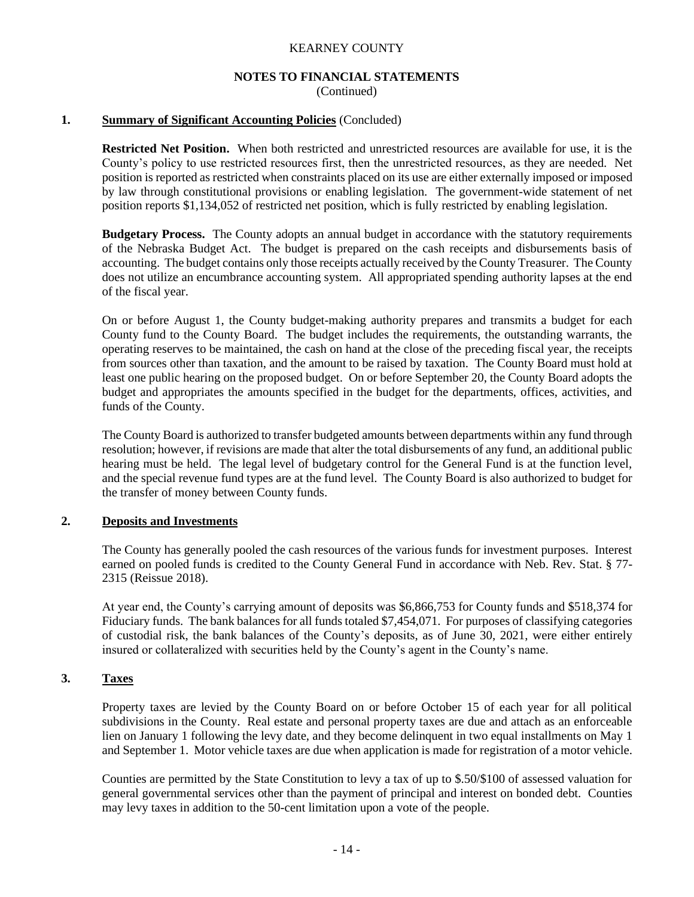## 1. **Summary of Significant Accounting Policies** (Concluded)

**Restricted Net Position.** When both restricted and unrestricted resources are available for use, it is the County's policy to use restricted resources first, then the unrestricted resources, as they are needed. Net position is reported as restricted when constraints placed on its use are either externally imposed or imposed by law through constitutional provisions or enabling legislation. The government-wide statement of net position reports $1,134,052 of restricted net position, which is fully restricted by enabling legislation.

**Budgetary Process.** The County adopts an annual budget in accordance with the statutory requirements of the Nebraska Budget Act. The budget is prepared on the cash receipts and disbursements basis of accounting. The budget contains only those receipts actually received by the County Treasurer. The County does not utilize an encumbrance accounting system. All appropriated spending authority lapses at the end of the fiscal year.

On or before August 1, the County budget-making authority prepares and transmits a budget for each County fund to the County Board. The budget includes the requirements, the outstanding warrants, the operating reserves to be maintained, the cash on hand at the close of the preceding fiscal year, the receipts from sources other than taxation, and the amount to be raised by taxation. The County Board must hold at least one public hearing on the proposed budget. On or before September 20, the County Board adopts the budget and appropriates the amounts specified in the budget for the departments, offices, activities, and funds of the County.

The County Board is authorized to transfer budgeted amounts between departments within any fund through resolution; however, if revisions are made that alter the total disbursements of any fund, an additional public hearing must be held. The legal level of budgetary control for the General Fund is at the function level, and the special revenue fund types are at the fund level. The County Board is also authorized to budget for the transfer of money between County funds.

## 2. **Deposits and Investments**

The County has generally pooled the cash resources of the various funds for investment purposes. Interest earned on pooled funds is credited to the County General Fund in accordance with Neb. Rev. Stat. § 77-2315 (Reissue 2018).

At year end, the County's carrying amount of deposits was $6,866,753 for County funds and $518,374 for Fiduciary funds. The bank balances for all funds totaled $7,454,071. For purposes of classifying categories of custodial risk, the bank balances of the County's deposits, as of June 30, 2021, were either entirely insured or collateralized with securities held by the County's agent in the County's name.

## 3. **Taxes**

Property taxes are levied by the County Board on or before October 15 of each year for all political subdivisions in the County. Real estate and personal property taxes are due and attach as an enforceable lien on January 1 following the levy date, and they become delinquent in two equal installments on May 1 and September 1. Motor vehicle taxes are due when application is made for registration of a motor vehicle.

Counties are permitted by the State Constitution to levy a tax of up to $.50/$100 of assessed valuation for general governmental services other than the payment of principal and interest on bonded debt. Counties may levy taxes in addition to the 50-cent limitation upon a vote of the people.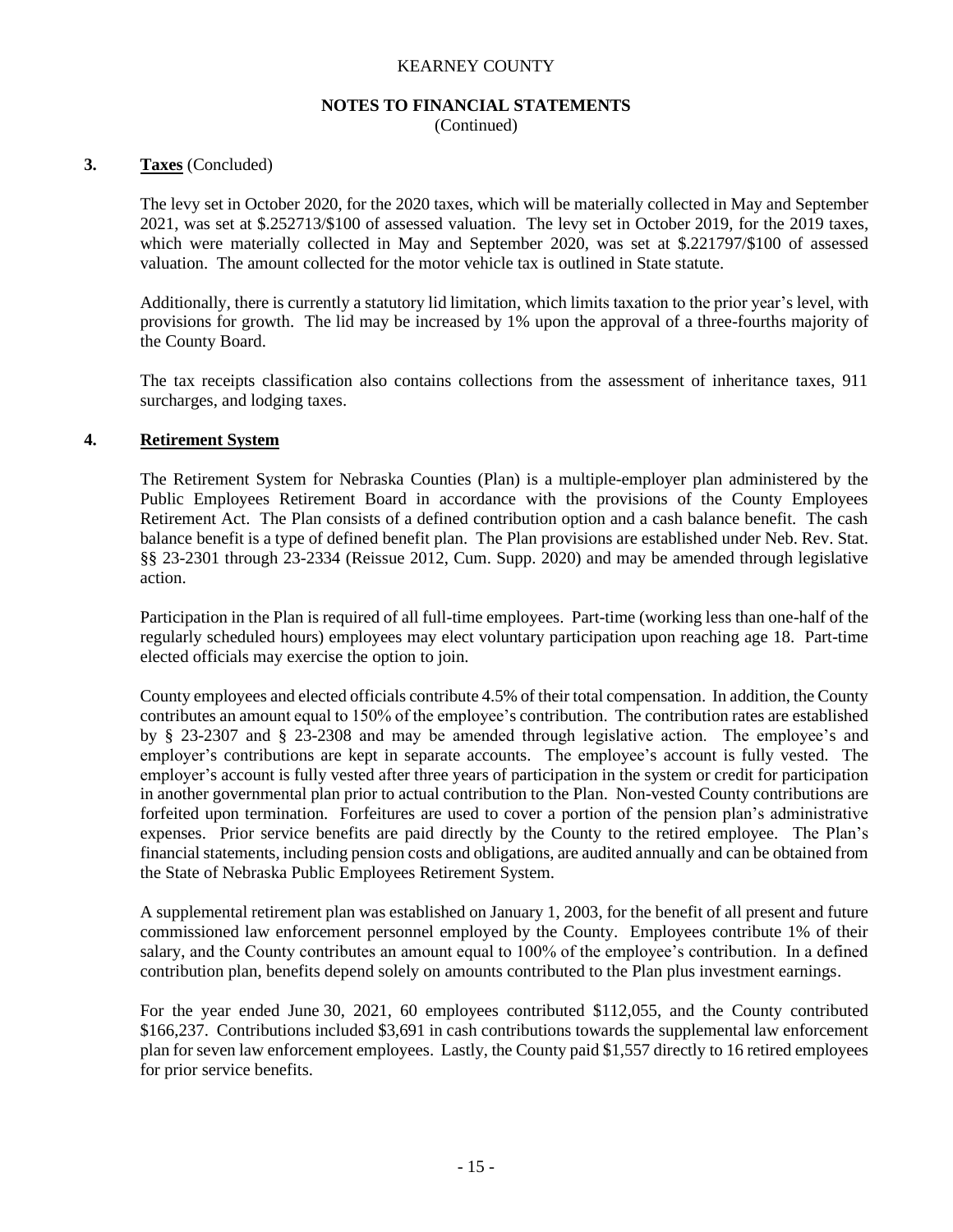KEARNEY COUNTY

**NOTES TO FINANCIAL STATEMENTS**
(Continued)

**3. Taxes** (Concluded)

The levy set in October 2020, for the 2020 taxes, which will be materially collected in May and September 2021, was set at $.252713/$100 of assessed valuation. The levy set in October 2019, for the 2019 taxes, which were materially collected in May and September 2020, was set at $.221797/$100 of assessed valuation. The amount collected for the motor vehicle tax is outlined in State statute.

Additionally, there is currently a statutory lid limitation, which limits taxation to the prior year's level, with provisions for growth. The lid may be increased by 1% upon the approval of a three-fourths majority of the County Board.

The tax receipts classification also contains collections from the assessment of inheritance taxes, 911 surcharges, and lodging taxes.

**4. Retirement System**

The Retirement System for Nebraska Counties (Plan) is a multiple-employer plan administered by the Public Employees Retirement Board in accordance with the provisions of the County Employees Retirement Act. The Plan consists of a defined contribution option and a cash balance benefit. The cash balance benefit is a type of defined benefit plan. The Plan provisions are established under Neb. Rev. Stat. §§ 23-2301 through 23-2334 (Reissue 2012, Cum. Supp. 2020) and may be amended through legislative action.

Participation in the Plan is required of all full-time employees. Part-time (working less than one-half of the regularly scheduled hours) employees may elect voluntary participation upon reaching age 18. Part-time elected officials may exercise the option to join.

County employees and elected officials contribute 4.5% of their total compensation. In addition, the County contributes an amount equal to 150% of the employee's contribution. The contribution rates are established by § 23-2307 and § 23-2308 and may be amended through legislative action. The employee's and employer's contributions are kept in separate accounts. The employee's account is fully vested. The employer's account is fully vested after three years of participation in the system or credit for participation in another governmental plan prior to actual contribution to the Plan. Non-vested County contributions are forfeited upon termination. Forfeitures are used to cover a portion of the pension plan's administrative expenses. Prior service benefits are paid directly by the County to the retired employee. The Plan's financial statements, including pension costs and obligations, are audited annually and can be obtained from the State of Nebraska Public Employees Retirement System.

A supplemental retirement plan was established on January 1, 2003, for the benefit of all present and future commissioned law enforcement personnel employed by the County. Employees contribute 1% of their salary, and the County contributes an amount equal to 100% of the employee's contribution. In a defined contribution plan, benefits depend solely on amounts contributed to the Plan plus investment earnings.

For the year ended June 30, 2021, 60 employees contributed $112,055, and the County contributed $166,237. Contributions included $3,691 in cash contributions towards the supplemental law enforcement plan for seven law enforcement employees. Lastly, the County paid $1,557 directly to 16 retired employees for prior service benefits.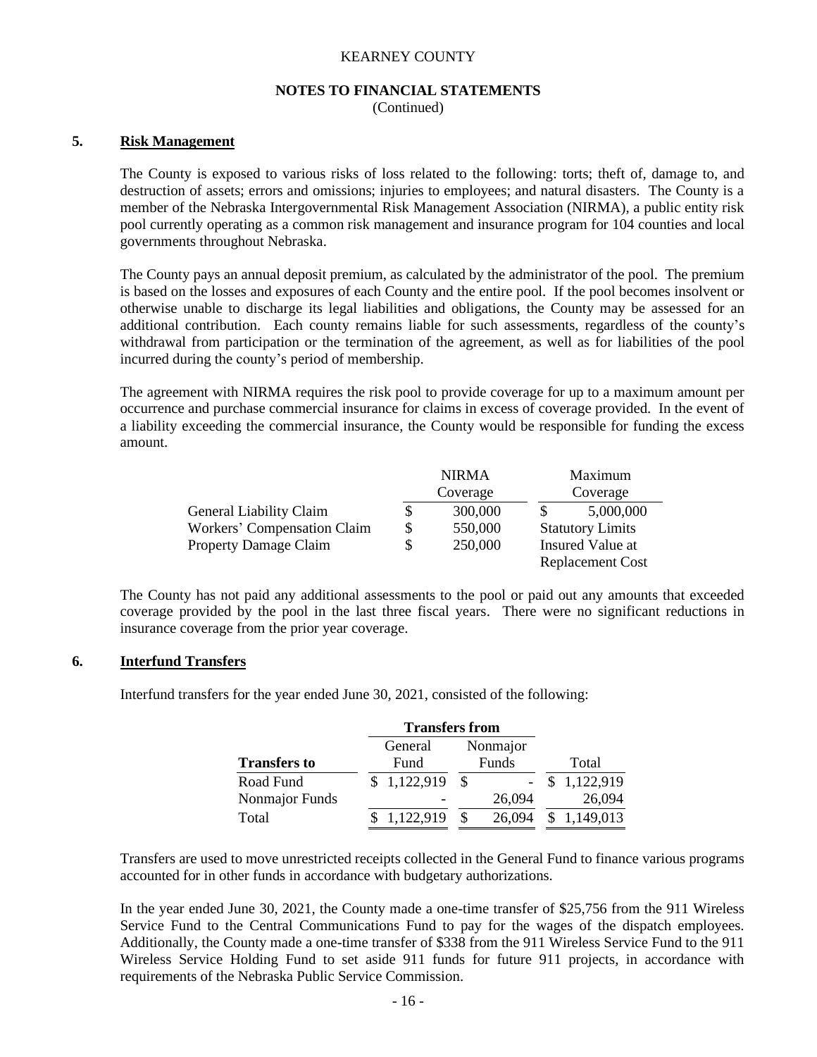KEARNEY COUNTY

**NOTES TO FINANCIAL STATEMENTS**
(Continued)

## 5. Risk Management

The County is exposed to various risks of loss related to the following: torts; theft of, damage to, and destruction of assets; errors and omissions; injuries to employees; and natural disasters. The County is a member of the Nebraska Intergovernmental Risk Management Association (NIRMA), a public entity risk pool currently operating as a common risk management and insurance program for 104 counties and local governments throughout Nebraska.

The County pays an annual deposit premium, as calculated by the administrator of the pool. The premium is based on the losses and exposures of each County and the entire pool. If the pool becomes insolvent or otherwise unable to discharge its legal liabilities and obligations, the County may be assessed for an additional contribution. Each county remains liable for such assessments, regardless of the county's withdrawal from participation or the termination of the agreement, as well as for liabilities of the pool incurred during the county's period of membership.

The agreement with NIRMA requires the risk pool to provide coverage for up to a maximum amount per occurrence and purchase commercial insurance for claims in excess of coverage provided. In the event of a liability exceeding the commercial insurance, the County would be responsible for funding the excess amount.

| | NIRMA Coverage | Maximum Coverage |
|---|---|---|
| General Liability Claim | $ 300,000 | $ 5,000,000 |
| Workers' Compensation Claim | $ 550,000 | Statutory Limits |
| Property Damage Claim | $ 250,000 | Insured Value at Replacement Cost |

The County has not paid any additional assessments to the pool or paid out any amounts that exceeded coverage provided by the pool in the last three fiscal years. There were no significant reductions in insurance coverage from the prior year coverage.

## 6. Interfund Transfers

Interfund transfers for the year ended June 30, 2021, consisted of the following:

| | Transfers from | | |
|---|---|---|---|
| **Transfers to** | General Fund | Nonmajor Funds | Total |
| Road Fund | $ 1,122,919 | $ - | $ 1,122,919 |
| Nonmajor Funds | - | 26,094 | 26,094 |
| Total | $ 1,122,919 | $ 26,094 | $ 1,149,013 |

Transfers are used to move unrestricted receipts collected in the General Fund to finance various programs accounted for in other funds in accordance with budgetary authorizations.

In the year ended June 30, 2021, the County made a one-time transfer of $25,756 from the 911 Wireless Service Fund to the Central Communications Fund to pay for the wages of the dispatch employees. Additionally, the County made a one-time transfer of $338 from the 911 Wireless Service Fund to the 911 Wireless Service Holding Fund to set aside 911 funds for future 911 projects, in accordance with requirements of the Nebraska Public Service Commission.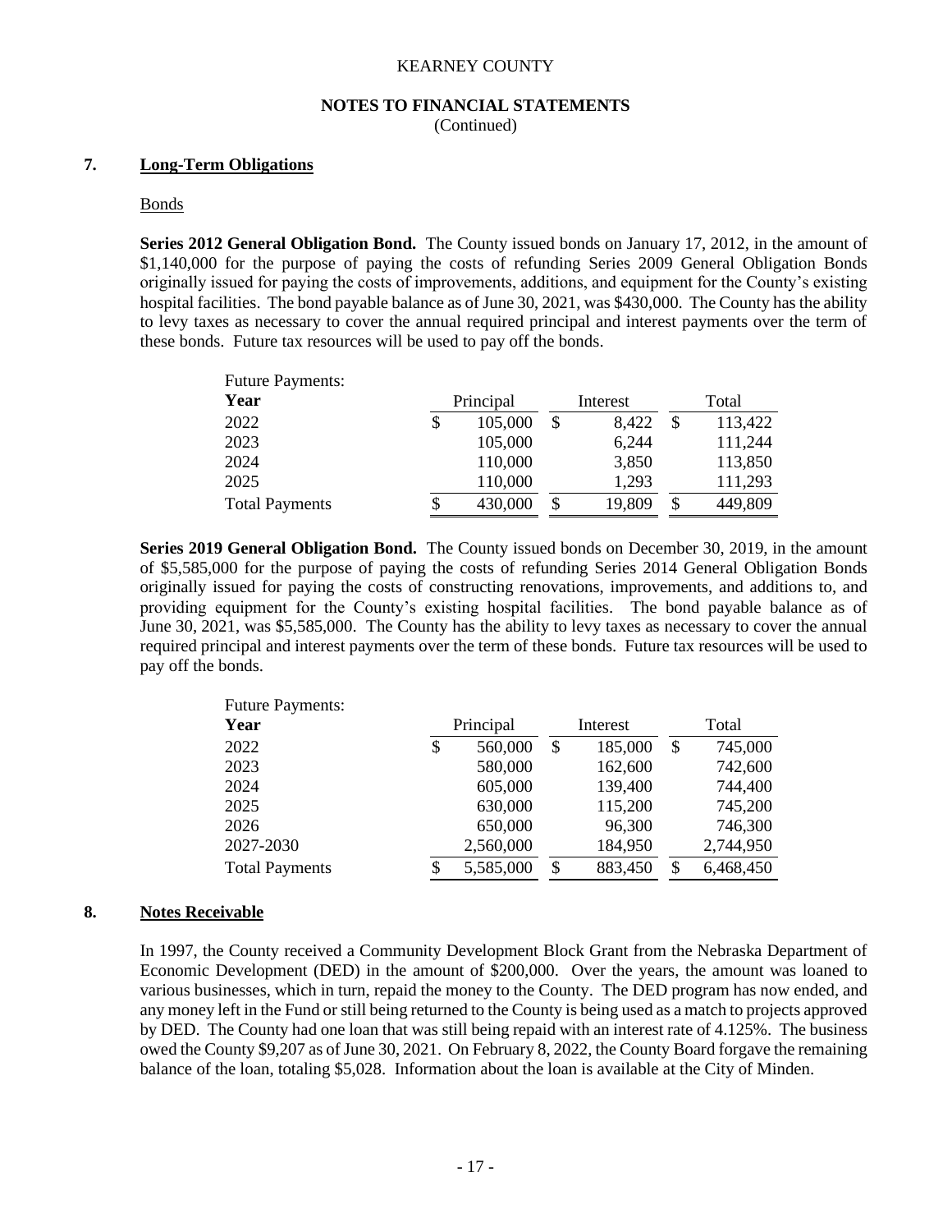## NOTES TO FINANCIAL STATEMENTS
(Continued)

### 7. Long-Term Obligations

Bonds

**Series 2012 General Obligation Bond.** The County issued bonds on January 17, 2012, in the amount of $1,140,000 for the purpose of paying the costs of refunding Series 2009 General Obligation Bonds originally issued for paying the costs of improvements, additions, and equipment for the County's existing hospital facilities. The bond payable balance as of June 30, 2021, was $430,000. The County has the ability to levy taxes as necessary to cover the annual required principal and interest payments over the term of these bonds. Future tax resources will be used to pay off the bonds.

| Future Payments: | | | |
|---|---|---|---|
| **Year** | Principal | Interest | Total |
| 2022 | $ 105,000 | $ 8,422 | $ 113,422 |
| 2023 | 105,000 | 6,244 | 111,244 |
| 2024 | 110,000 | 3,850 | 113,850 |
| 2025 | 110,000 | 1,293 | 111,293 |
| Total Payments | $ 430,000 | $ 19,809 | $ 449,809 |

**Series 2019 General Obligation Bond.** The County issued bonds on December 30, 2019, in the amount of $5,585,000 for the purpose of paying the costs of refunding Series 2014 General Obligation Bonds originally issued for paying the costs of constructing renovations, improvements, and additions to, and providing equipment for the County's existing hospital facilities. The bond payable balance as of June 30, 2021, was $5,585,000. The County has the ability to levy taxes as necessary to cover the annual required principal and interest payments over the term of these bonds. Future tax resources will be used to pay off the bonds.

| Future Payments: | | | |
|---|---|---|---|
| **Year** | Principal | Interest | Total |
| 2022 | $ 560,000 | $ 185,000 | $ 745,000 |
| 2023 | 580,000 | 162,600 | 742,600 |
| 2024 | 605,000 | 139,400 | 744,400 |
| 2025 | 630,000 | 115,200 | 745,200 |
| 2026 | 650,000 | 96,300 | 746,300 |
| 2027-2030 | 2,560,000 | 184,950 | 2,744,950 |
| Total Payments | $ 5,585,000 | $ 883,450 | $ 6,468,450 |

### 8. Notes Receivable

In 1997, the County received a Community Development Block Grant from the Nebraska Department of Economic Development (DED) in the amount of $200,000. Over the years, the amount was loaned to various businesses, which in turn, repaid the money to the County. The DED program has now ended, and any money left in the Fund or still being returned to the County is being used as a match to projects approved by DED. The County had one loan that was still being repaid with an interest rate of 4.125%. The business owed the County $9,207 as of June 30, 2021. On February 8, 2022, the County Board forgave the remaining balance of the loan, totaling $5,028. Information about the loan is available at the City of Minden.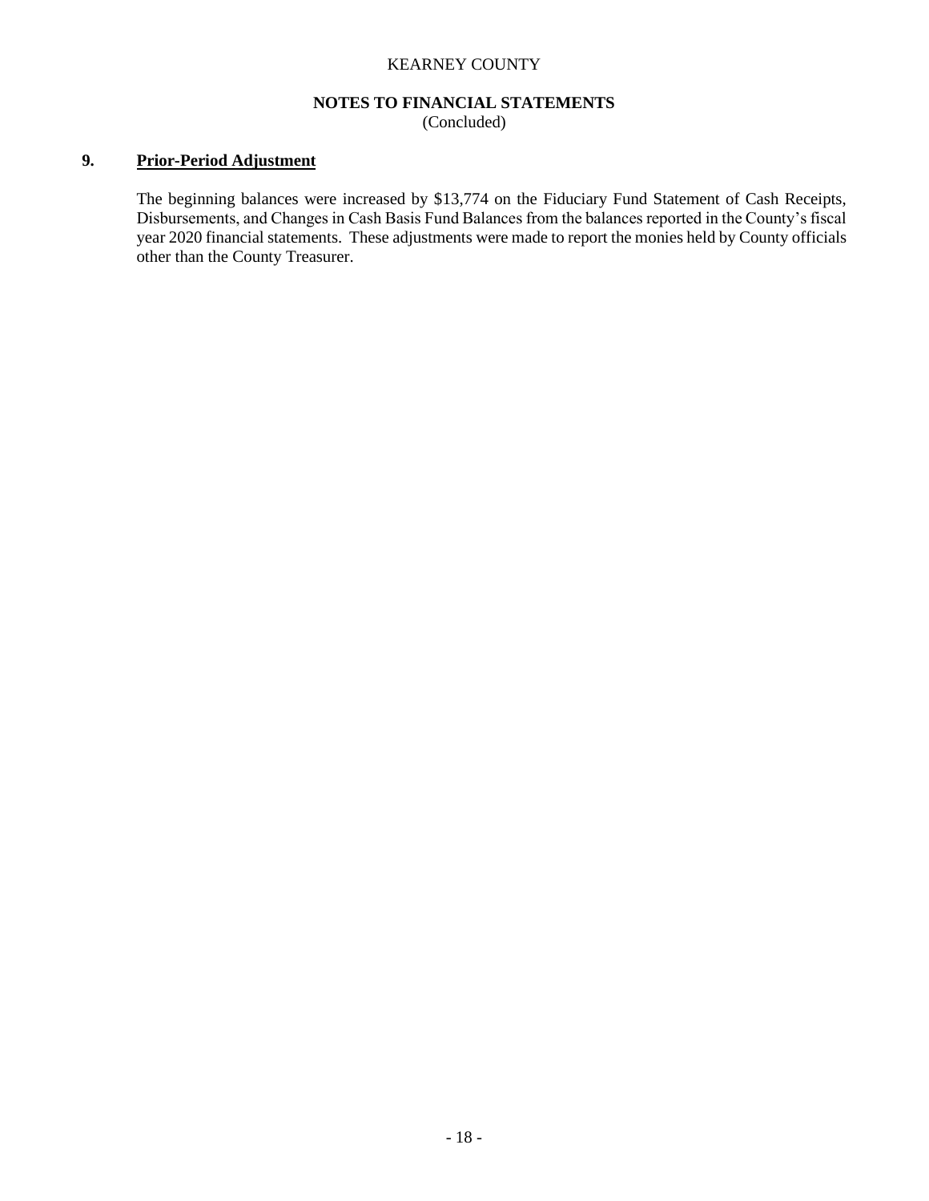KEARNEY COUNTY

**NOTES TO FINANCIAL STATEMENTS**
(Concluded)

## 9. Prior-Period Adjustment

The beginning balances were increased by $13,774 on the Fiduciary Fund Statement of Cash Receipts, Disbursements, and Changes in Cash Basis Fund Balances from the balances reported in the County's fiscal year 2020 financial statements. These adjustments were made to report the monies held by County officials other than the County Treasurer.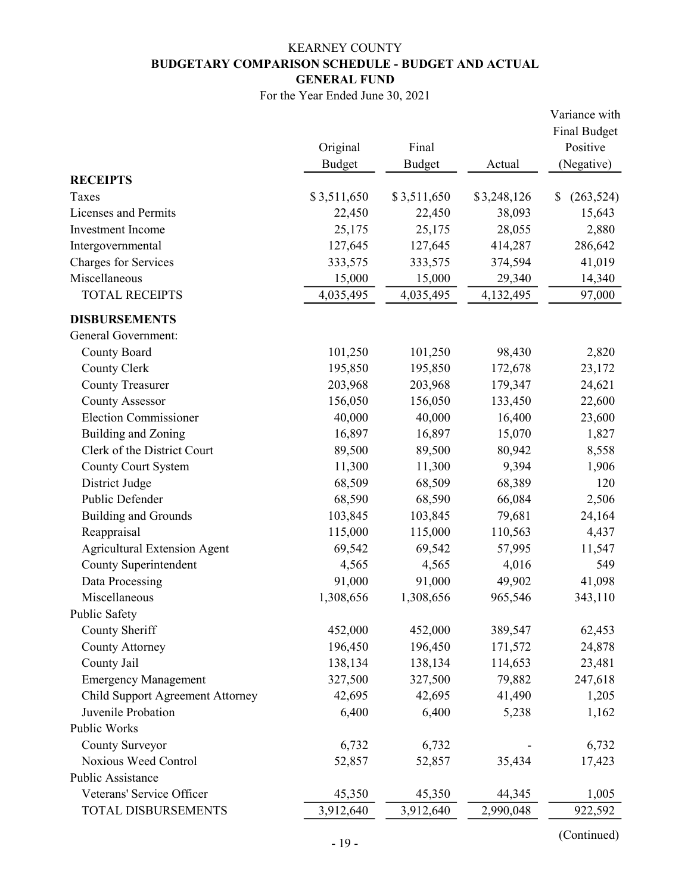KEARNEY COUNTY

**BUDGETARY COMPARISON SCHEDULE - BUDGET AND ACTUAL**

**GENERAL FUND**

For the Year Ended June 30, 2021

| | Original Budget | Final Budget | Actual | Variance with Final Budget Positive (Negative) |
|---|---|---|---|---|
| **RECEIPTS** | | | | |
| Taxes | $ 3,511,650 | $ 3,511,650 | $ 3,248,126 | $ (263,524) |
| Licenses and Permits | 22,450 | 22,450 | 38,093 | 15,643 |
| Investment Income | 25,175 | 25,175 | 28,055 | 2,880 |
| Intergovernmental | 127,645 | 127,645 | 414,287 | 286,642 |
| Charges for Services | 333,575 | 333,575 | 374,594 | 41,019 |
| Miscellaneous | 15,000 | 15,000 | 29,340 | 14,340 |
| TOTAL RECEIPTS | 4,035,495 | 4,035,495 | 4,132,495 | 97,000 |
| **DISBURSEMENTS** | | | | |
| General Government: | | | | |
| County Board | 101,250 | 101,250 | 98,430 | 2,820 |
| County Clerk | 195,850 | 195,850 | 172,678 | 23,172 |
| County Treasurer | 203,968 | 203,968 | 179,347 | 24,621 |
| County Assessor | 156,050 | 156,050 | 133,450 | 22,600 |
| Election Commissioner | 40,000 | 40,000 | 16,400 | 23,600 |
| Building and Zoning | 16,897 | 16,897 | 15,070 | 1,827 |
| Clerk of the District Court | 89,500 | 89,500 | 80,942 | 8,558 |
| County Court System | 11,300 | 11,300 | 9,394 | 1,906 |
| District Judge | 68,509 | 68,509 | 68,389 | 120 |
| Public Defender | 68,590 | 68,590 | 66,084 | 2,506 |
| Building and Grounds | 103,845 | 103,845 | 79,681 | 24,164 |
| Reappraisal | 115,000 | 115,000 | 110,563 | 4,437 |
| Agricultural Extension Agent | 69,542 | 69,542 | 57,995 | 11,547 |
| County Superintendent | 4,565 | 4,565 | 4,016 | 549 |
| Data Processing | 91,000 | 91,000 | 49,902 | 41,098 |
| Miscellaneous | 1,308,656 | 1,308,656 | 965,546 | 343,110 |
| Public Safety | | | | |
| County Sheriff | 452,000 | 452,000 | 389,547 | 62,453 |
| County Attorney | 196,450 | 196,450 | 171,572 | 24,878 |
| County Jail | 138,134 | 138,134 | 114,653 | 23,481 |
| Emergency Management | 327,500 | 327,500 | 79,882 | 247,618 |
| Child Support Agreement Attorney | 42,695 | 42,695 | 41,490 | 1,205 |
| Juvenile Probation | 6,400 | 6,400 | 5,238 | 1,162 |
| Public Works | | | | |
| County Surveyor | 6,732 | 6,732 | - | 6,732 |
| Noxious Weed Control | 52,857 | 52,857 | 35,434 | 17,423 |
| Public Assistance | | | | |
| Veterans' Service Officer | 45,350 | 45,350 | 44,345 | 1,005 |
| TOTAL DISBURSEMENTS | 3,912,640 | 3,912,640 | 2,990,048 | 922,592 |

(Continued)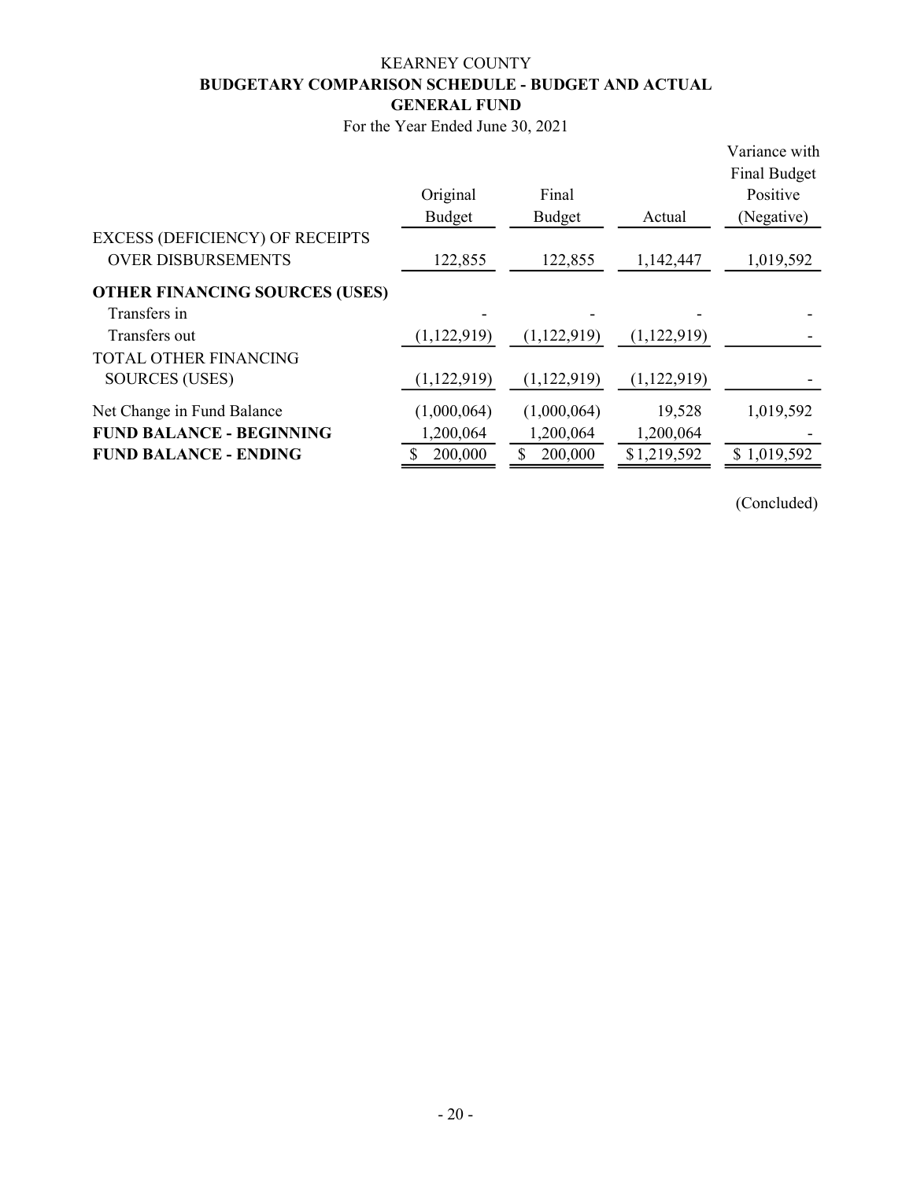# KEARNEY COUNTY

## BUDGETARY COMPARISON SCHEDULE - BUDGET AND ACTUAL

## GENERAL FUND

For the Year Ended June 30, 2021

| | Original Budget | Final Budget | Actual | Variance with Final Budget Positive (Negative) |
|---|---|---|---|---|
| EXCESS (DEFICIENCY) OF RECEIPTS OVER DISBURSEMENTS | 122,855 | 122,855 | 1,142,447 | 1,019,592 |
| **OTHER FINANCING SOURCES (USES)** | | | | |
| Transfers in | - | - | - | - |
| Transfers out | (1,122,919) | (1,122,919) | (1,122,919) | - |
| TOTAL OTHER FINANCING SOURCES (USES) | (1,122,919) | (1,122,919) | (1,122,919) | - |
| Net Change in Fund Balance | (1,000,064) | (1,000,064) | 19,528 | 1,019,592 |
| **FUND BALANCE - BEGINNING** | 1,200,064 | 1,200,064 | 1,200,064 | - |
| **FUND BALANCE - ENDING** | $ 200,000 | $ 200,000 | $ 1,219,592 | $ 1,019,592 |

(Concluded)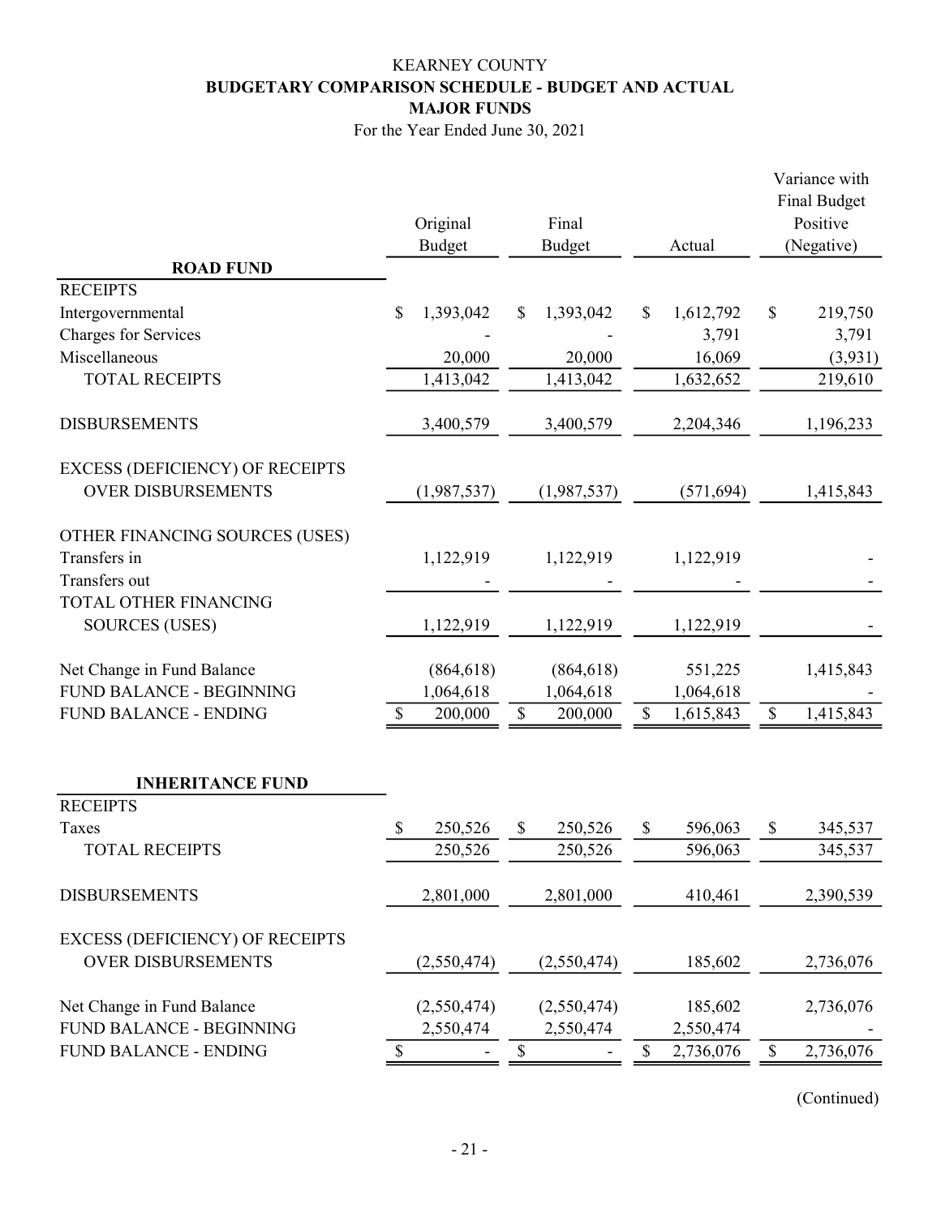# KEARNEY COUNTY

## BUDGETARY COMPARISON SCHEDULE - BUDGET AND ACTUAL

## MAJOR FUNDS

For the Year Ended June 30, 2021

| | Original Budget | Final Budget | Actual | Variance with Final Budget Positive (Negative) |
|---|---|---|---|---|
| **ROAD FUND** | | | | |
| RECEIPTS | | | | |
| Intergovernmental | $ 1,393,042 | $ 1,393,042 | $ 1,612,792 | $ 219,750 |
| Charges for Services | - | - | 3,791 | 3,791 |
| Miscellaneous | 20,000 | 20,000 | 16,069 | (3,931) |
| TOTAL RECEIPTS | 1,413,042 | 1,413,042 | 1,632,652 | 219,610 |
| DISBURSEMENTS | 3,400,579 | 3,400,579 | 2,204,346 | 1,196,233 |
| EXCESS (DEFICIENCY) OF RECEIPTS OVER DISBURSEMENTS | (1,987,537) | (1,987,537) | (571,694) | 1,415,843 |
| OTHER FINANCING SOURCES (USES) | | | | |
| Transfers in | 1,122,919 | 1,122,919 | 1,122,919 | - |
| Transfers out | - | - | - | - |
| TOTAL OTHER FINANCING SOURCES (USES) | 1,122,919 | 1,122,919 | 1,122,919 | - |
| Net Change in Fund Balance | (864,618) | (864,618) | 551,225 | 1,415,843 |
| FUND BALANCE - BEGINNING | 1,064,618 | 1,064,618 | 1,064,618 | - |
| FUND BALANCE - ENDING | $ 200,000 | $ 200,000 | $ 1,615,843 | $ 1,415,843 |
| | | | | |
| **INHERITANCE FUND** | | | | |
| RECEIPTS | | | | |
| Taxes | $ 250,526 | $ 250,526 | $ 596,063 | $ 345,537 |
| TOTAL RECEIPTS | 250,526 | 250,526 | 596,063 | 345,537 |
| DISBURSEMENTS | 2,801,000 | 2,801,000 | 410,461 | 2,390,539 |
| EXCESS (DEFICIENCY) OF RECEIPTS OVER DISBURSEMENTS | (2,550,474) | (2,550,474) | 185,602 | 2,736,076 |
| Net Change in Fund Balance | (2,550,474) | (2,550,474) | 185,602 | 2,736,076 |
| FUND BALANCE - BEGINNING | 2,550,474 | 2,550,474 | 2,550,474 | - |
| FUND BALANCE - ENDING | $ - | $ - | $ 2,736,076 | $ 2,736,076 |

(Continued)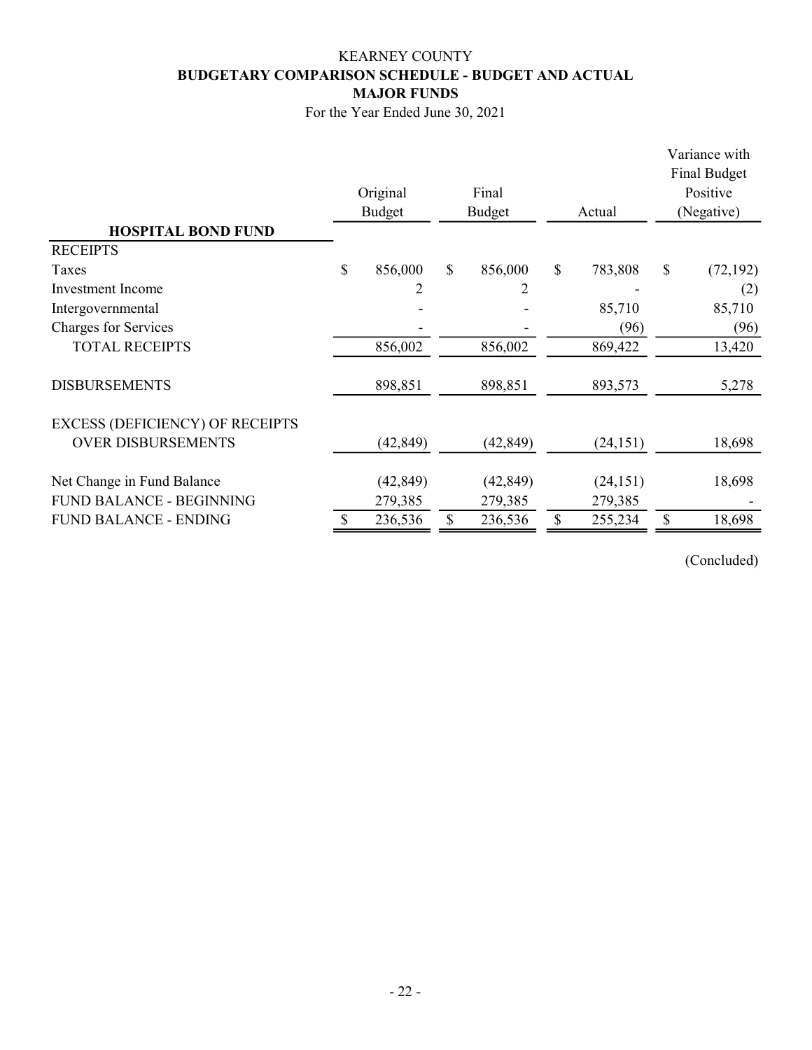KEARNEY COUNTY

**BUDGETARY COMPARISON SCHEDULE - BUDGET AND ACTUAL**

**MAJOR FUNDS**

For the Year Ended June 30, 2021

| **HOSPITAL BOND FUND** | Original Budget | Final Budget | Actual | Variance with Final Budget Positive (Negative) |
|---|---|---|---|---|
| RECEIPTS | | | | |
| Taxes | $ 856,000 | $ 856,000 | $ 783,808 | $ (72,192) |
| Investment Income | 2 | 2 | - | (2) |
| Intergovernmental | - | - | 85,710 | 85,710 |
| Charges for Services | - | - | (96) | (96) |
| TOTAL RECEIPTS | 856,002 | 856,002 | 869,422 | 13,420 |
| DISBURSEMENTS | 898,851 | 898,851 | 893,573 | 5,278 |
| EXCESS (DEFICIENCY) OF RECEIPTS OVER DISBURSEMENTS | (42,849) | (42,849) | (24,151) | 18,698 |
| Net Change in Fund Balance | (42,849) | (42,849) | (24,151) | 18,698 |
| FUND BALANCE - BEGINNING | 279,385 | 279,385 | 279,385 | - |
| FUND BALANCE - ENDING | $ 236,536 | $ 236,536 | $ 255,234 | $ 18,698 |

(Concluded)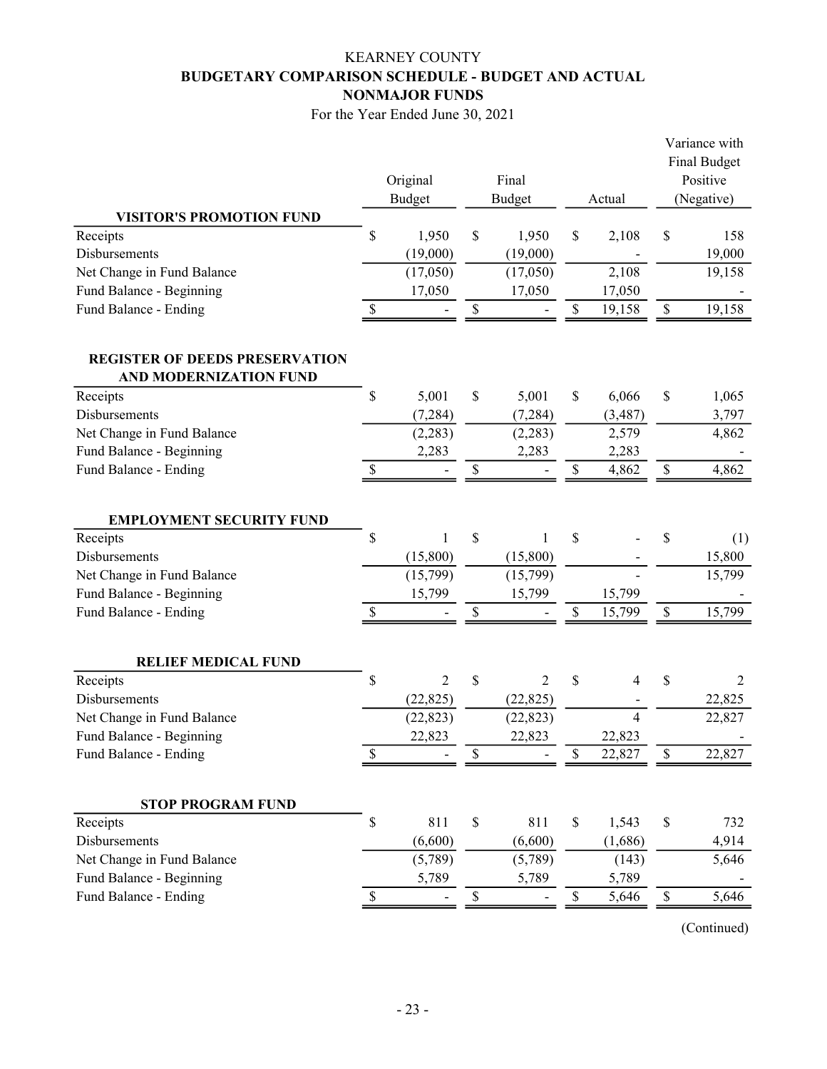KEARNEY COUNTY

**BUDGETARY COMPARISON SCHEDULE - BUDGET AND ACTUAL**

**NONMAJOR FUNDS**

For the Year Ended June 30, 2021

| | Original Budget | Final Budget | Actual | Variance with Final Budget Positive (Negative) |
|---|---|---|---|---|
| **VISITOR'S PROMOTION FUND** | | | | |
| Receipts | $ 1,950 | $ 1,950 | $ 2,108 | $ 158 |
| Disbursements | (19,000) | (19,000) | - | 19,000 |
| Net Change in Fund Balance | (17,050) | (17,050) | 2,108 | 19,158 |
| Fund Balance - Beginning | 17,050 | 17,050 | 17,050 | - |
| Fund Balance - Ending | $ - | $ - | $ 19,158 | $ 19,158 |
| | | | | |
| **REGISTER OF DEEDS PRESERVATION AND MODERNIZATION FUND** | | | | |
| Receipts | $ 5,001 | $ 5,001 | $ 6,066 | $ 1,065 |
| Disbursements | (7,284) | (7,284) | (3,487) | 3,797 |
| Net Change in Fund Balance | (2,283) | (2,283) | 2,579 | 4,862 |
| Fund Balance - Beginning | 2,283 | 2,283 | 2,283 | - |
| Fund Balance - Ending | $ - | $ - | $ 4,862 | $ 4,862 |
| | | | | |
| **EMPLOYMENT SECURITY FUND** | | | | |
| Receipts | $ 1 | $ 1 | $ - | $ (1) |
| Disbursements | (15,800) | (15,800) | - | 15,800 |
| Net Change in Fund Balance | (15,799) | (15,799) | - | 15,799 |
| Fund Balance - Beginning | 15,799 | 15,799 | 15,799 | - |
| Fund Balance - Ending | $ - | $ - | $ 15,799 | $ 15,799 |
| | | | | |
| **RELIEF MEDICAL FUND** | | | | |
| Receipts | $ 2 | $ 2 | $ 4 | $ 2 |
| Disbursements | (22,825) | (22,825) | - | 22,825 |
| Net Change in Fund Balance | (22,823) | (22,823) | 4 | 22,827 |
| Fund Balance - Beginning | 22,823 | 22,823 | 22,823 | - |
| Fund Balance - Ending | $ - | $ - | $ 22,827 | $ 22,827 |
| | | | | |
| **STOP PROGRAM FUND** | | | | |
| Receipts | $ 811 | $ 811 | $ 1,543 | $ 732 |
| Disbursements | (6,600) | (6,600) | (1,686) | 4,914 |
| Net Change in Fund Balance | (5,789) | (5,789) | (143) | 5,646 |
| Fund Balance - Beginning | 5,789 | 5,789 | 5,789 | - |
| Fund Balance - Ending | $ - | $ - | $ 5,646 | $ 5,646 |

(Continued)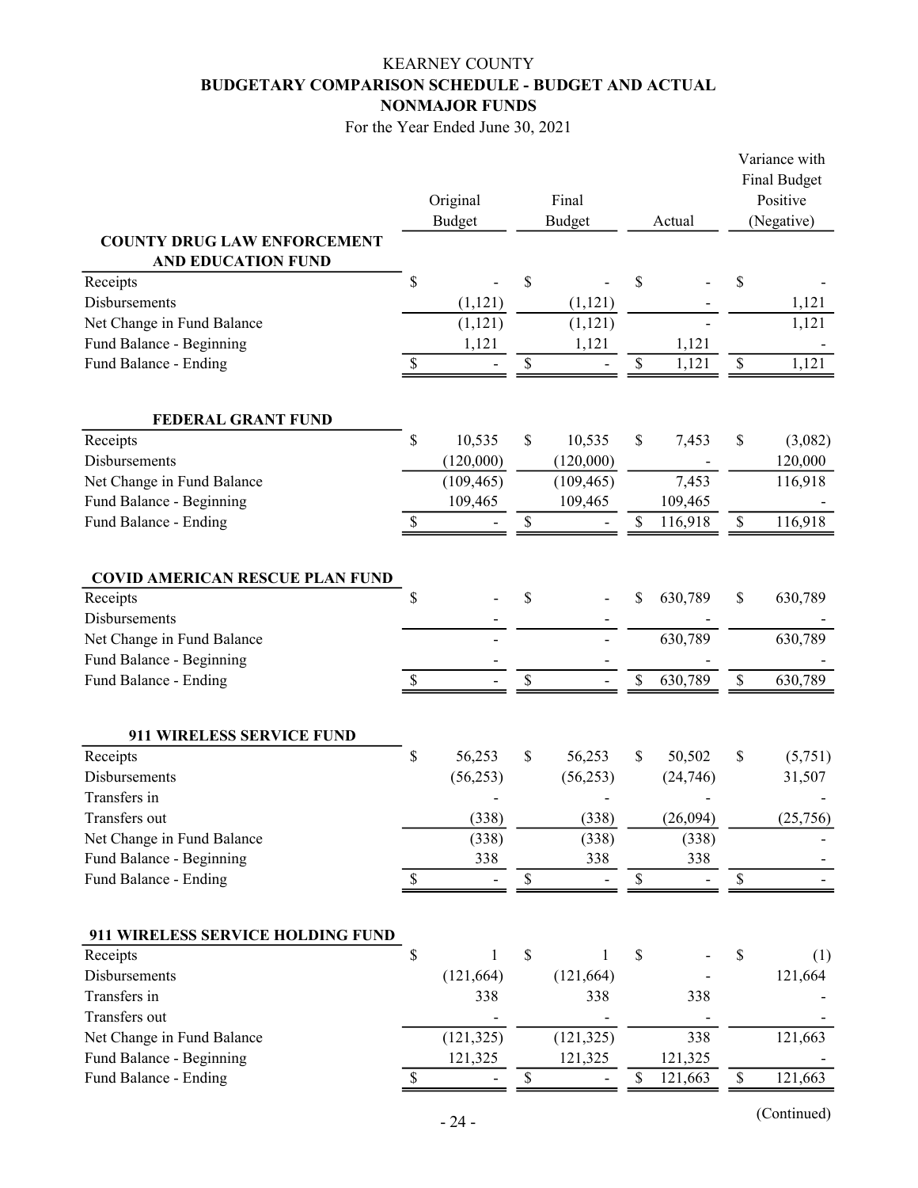KEARNEY COUNTY

**BUDGETARY COMPARISON SCHEDULE - BUDGET AND ACTUAL**

**NONMAJOR FUNDS**

For the Year Ended June 30, 2021

| | Original Budget | Final Budget | Actual | Variance with Final Budget Positive (Negative) |
|---|---|---|---|---|
| **COUNTY DRUG LAW ENFORCEMENT AND EDUCATION FUND** | | | | |
| Receipts | $ - | $ - | $ - | $ - |
| Disbursements | (1,121) | (1,121) | - | 1,121 |
| Net Change in Fund Balance | (1,121) | (1,121) | - | 1,121 |
| Fund Balance - Beginning | 1,121 | 1,121 | 1,121 | - |
| Fund Balance - Ending | $ - | $ - | $ 1,121 | $ 1,121 |
| | | | | |
| **FEDERAL GRANT FUND** | | | | |
| Receipts | $ 10,535 | $ 10,535 | $ 7,453 | $ (3,082) |
| Disbursements | (120,000) | (120,000) | - | 120,000 |
| Net Change in Fund Balance | (109,465) | (109,465) | 7,453 | 116,918 |
| Fund Balance - Beginning | 109,465 | 109,465 | 109,465 | - |
| Fund Balance - Ending | $ - | $ - | $ 116,918 | $ 116,918 |
| | | | | |
| **COVID AMERICAN RESCUE PLAN FUND** | | | | |
| Receipts | $ - | $ - | $ 630,789 | $ 630,789 |
| Disbursements | - | - | - | - |
| Net Change in Fund Balance | - | - | 630,789 | 630,789 |
| Fund Balance - Beginning | - | - | - | - |
| Fund Balance - Ending | $ - | $ - | $ 630,789 | $ 630,789 |
| | | | | |
| **911 WIRELESS SERVICE FUND** | | | | |
| Receipts | $ 56,253 | $ 56,253 | $ 50,502 | $ (5,751) |
| Disbursements | (56,253) | (56,253) | (24,746) | 31,507 |
| Transfers in | - | - | - | - |
| Transfers out | (338) | (338) | (26,094) | (25,756) |
| Net Change in Fund Balance | (338) | (338) | (338) | - |
| Fund Balance - Beginning | 338 | 338 | 338 | - |
| Fund Balance - Ending | $ - | $ - | $ - | $ - |
| | | | | |
| **911 WIRELESS SERVICE HOLDING FUND** | | | | |
| Receipts | $ 1 | $ 1 | $ - | $ (1) |
| Disbursements | (121,664) | (121,664) | - | 121,664 |
| Transfers in | 338 | 338 | 338 | - |
| Transfers out | - | - | - | - |
| Net Change in Fund Balance | (121,325) | (121,325) | 338 | 121,663 |
| Fund Balance - Beginning | 121,325 | 121,325 | 121,325 | - |
| Fund Balance - Ending | $ - | $ - | $ 121,663 | $ 121,663 |

(Continued)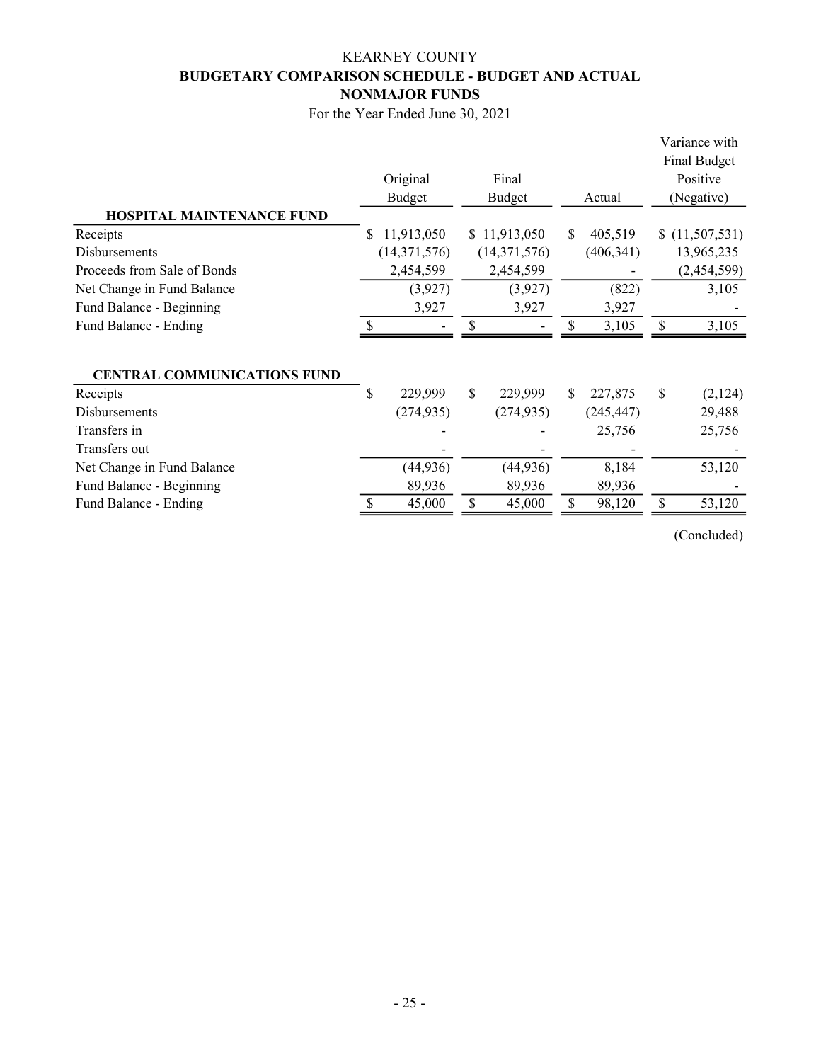# KEARNEY COUNTY

## BUDGETARY COMPARISON SCHEDULE - BUDGET AND ACTUAL

## NONMAJOR FUNDS

For the Year Ended June 30, 2021

| | Original Budget | Final Budget | Actual | Variance with Final Budget Positive (Negative) |
|---|---|---|---|---|
| **HOSPITAL MAINTENANCE FUND** | | | | |
| Receipts | $ 11,913,050 | $ 11,913,050 | $ 405,519 | $ (11,507,531) |
| Disbursements | (14,371,576) | (14,371,576) | (406,341) | 13,965,235 |
| Proceeds from Sale of Bonds | 2,454,599 | 2,454,599 | - | (2,454,599) |
| Net Change in Fund Balance | (3,927) | (3,927) | (822) | 3,105 |
| Fund Balance - Beginning | 3,927 | 3,927 | 3,927 | - |
| Fund Balance - Ending | $ - | $ - | $ 3,105 | $ 3,105 |
| | | | | |
| **CENTRAL COMMUNICATIONS FUND** | | | | |
| Receipts | $ 229,999 | $ 229,999 | $ 227,875 | $ (2,124) |
| Disbursements | (274,935) | (274,935) | (245,447) | 29,488 |
| Transfers in | - | - | 25,756 | 25,756 |
| Transfers out | - | - | - | - |
| Net Change in Fund Balance | (44,936) | (44,936) | 8,184 | 53,120 |
| Fund Balance - Beginning | 89,936 | 89,936 | 89,936 | - |
| Fund Balance - Ending | $ 45,000 | $ 45,000 | $ 98,120 | $ 53,120 |

(Concluded)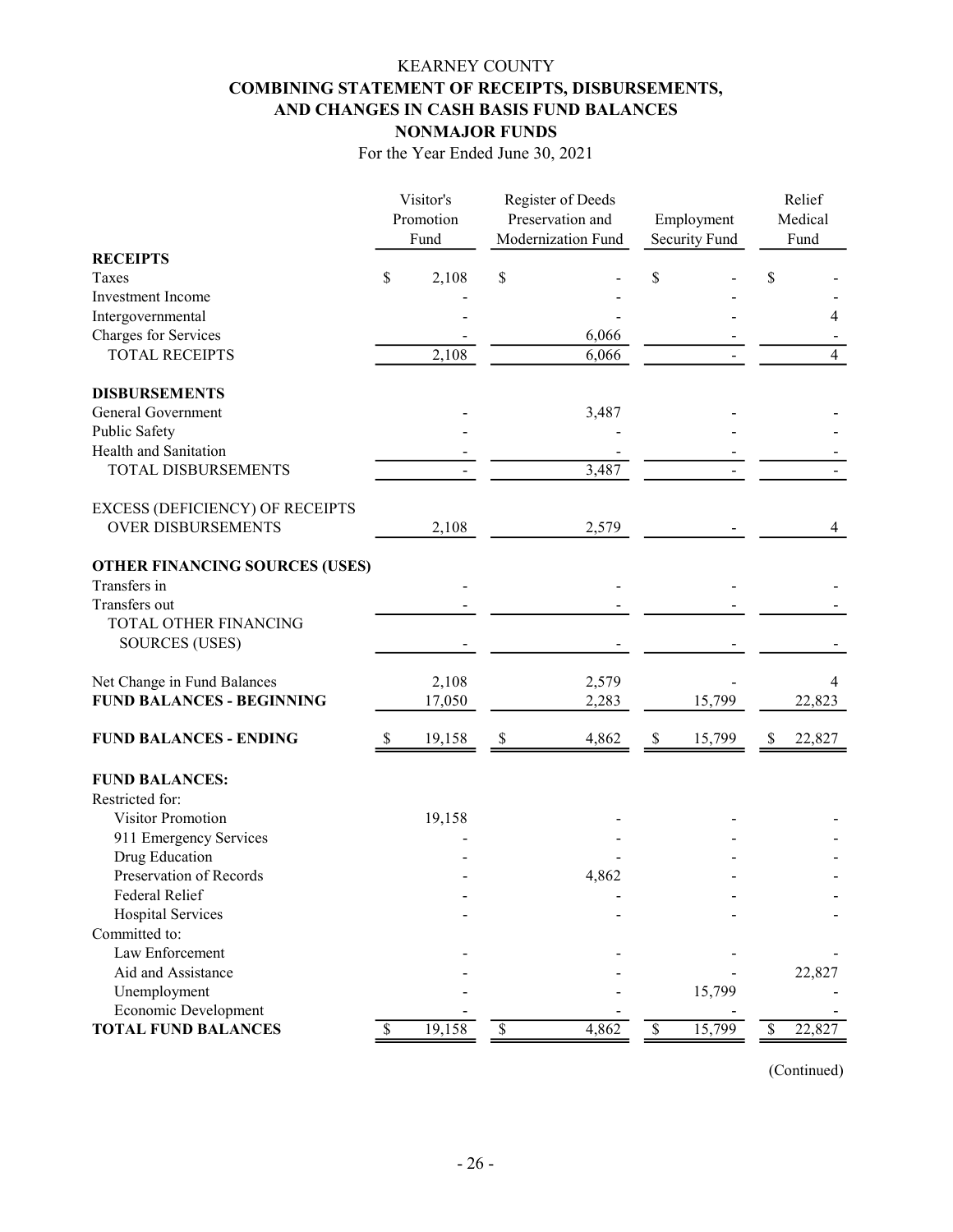# KEARNEY COUNTY

## COMBINING STATEMENT OF RECEIPTS, DISBURSEMENTS, AND CHANGES IN CASH BASIS FUND BALANCES

## NONMAJOR FUNDS

For the Year Ended June 30, 2021

| | Visitor's Promotion Fund | Register of Deeds Preservation and Modernization Fund | Employment Security Fund | Relief Medical Fund |
|---|---|---|---|---|
| **RECEIPTS** | | | | |
| Taxes | $ 2,108 | $ - | $ - | $ - |
| Investment Income | - | - | - | - |
| Intergovernmental | - | - | - | 4 |
| Charges for Services | - | 6,066 | - | - |
| TOTAL RECEIPTS | 2,108 | 6,066 | - | 4 |
| **DISBURSEMENTS** | | | | |
| General Government | - | 3,487 | - | - |
| Public Safety | - | - | - | - |
| Health and Sanitation | - | - | - | - |
| TOTAL DISBURSEMENTS | - | 3,487 | - | - |
| EXCESS (DEFICIENCY) OF RECEIPTS OVER DISBURSEMENTS | 2,108 | 2,579 | - | 4 |
| **OTHER FINANCING SOURCES (USES)** | | | | |
| Transfers in | - | - | - | - |
| Transfers out | - | - | - | - |
| TOTAL OTHER FINANCING SOURCES (USES) | - | - | - | - |
| Net Change in Fund Balances | 2,108 | 2,579 | - | 4 |
| **FUND BALANCES - BEGINNING** | 17,050 | 2,283 | 15,799 | 22,823 |
| **FUND BALANCES - ENDING** | $ 19,158 | $ 4,862 | $ 15,799 | $ 22,827 |
| **FUND BALANCES:** | | | | |
| Restricted for: | | | | |
| Visitor Promotion | 19,158 | - | - | - |
| 911 Emergency Services | - | - | - | - |
| Drug Education | - | - | - | - |
| Preservation of Records | - | 4,862 | - | - |
| Federal Relief | - | - | - | - |
| Hospital Services | - | - | - | - |
| Committed to: | | | | |
| Law Enforcement | - | - | - | - |
| Aid and Assistance | - | - | - | 22,827 |
| Unemployment | - | - | 15,799 | - |
| Economic Development | - | - | - | - |
| **TOTAL FUND BALANCES** | $ 19,158 | $ 4,862 | $ 15,799 | $ 22,827 |

(Continued)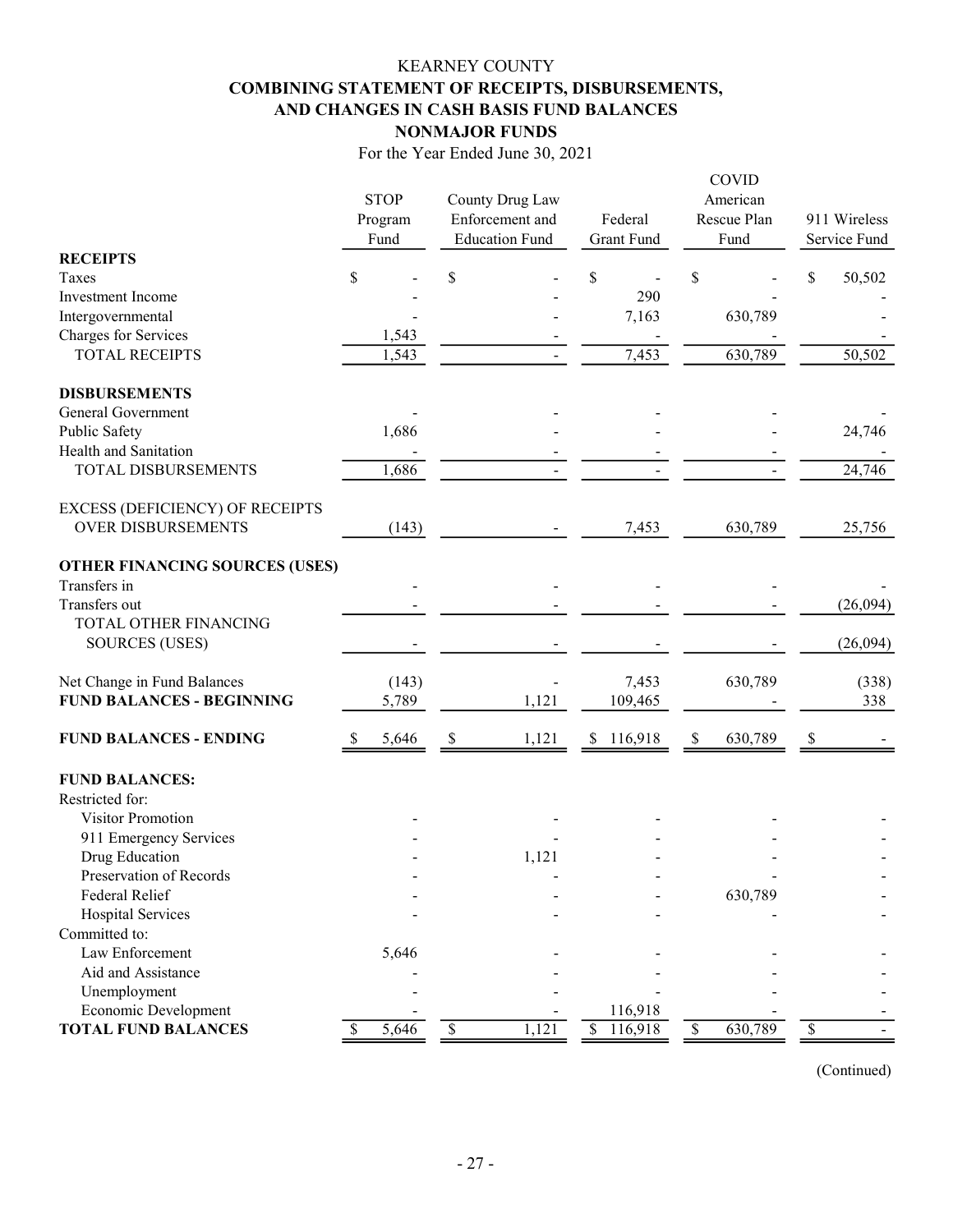# KEARNEY COUNTY

## COMBINING STATEMENT OF RECEIPTS, DISBURSEMENTS, AND CHANGES IN CASH BASIS FUND BALANCES

## NONMAJOR FUNDS

For the Year Ended June 30, 2021

| | STOP Program Fund | County Drug Law Enforcement and Education Fund | Federal Grant Fund | COVID American Rescue Plan Fund | 911 Wireless Service Fund |
|---|---|---|---|---|---|
| **RECEIPTS** | | | | | |
| Taxes | $ - | $ - | $ - | $ - | $ 50,502 |
| Investment Income | - | - | 290 | - | - |
| Intergovernmental | - | - | 7,163 | 630,789 | - |
| Charges for Services | 1,543 | - | - | - | - |
| TOTAL RECEIPTS | 1,543 | - | 7,453 | 630,789 | 50,502 |
| **DISBURSEMENTS** | | | | | |
| General Government | - | - | - | - | - |
| Public Safety | 1,686 | - | - | - | 24,746 |
| Health and Sanitation | - | - | - | - | - |
| TOTAL DISBURSEMENTS | 1,686 | - | - | - | 24,746 |
| EXCESS (DEFICIENCY) OF RECEIPTS OVER DISBURSEMENTS | (143) | - | 7,453 | 630,789 | 25,756 |
| **OTHER FINANCING SOURCES (USES)** | | | | | |
| Transfers in | - | - | - | - | - |
| Transfers out | - | - | - | - | (26,094) |
| TOTAL OTHER FINANCING SOURCES (USES) | - | - | - | - | (26,094) |
| Net Change in Fund Balances | (143) | - | 7,453 | 630,789 | (338) |
| **FUND BALANCES - BEGINNING** | 5,789 | 1,121 | 109,465 | - | 338 |
| **FUND BALANCES - ENDING** | $ 5,646 | $ 1,121 | $ 116,918 | $ 630,789 | $ - |
| **FUND BALANCES:** | | | | | |
| Restricted for: | | | | | |
| Visitor Promotion | - | - | - | - | - |
| 911 Emergency Services | - | - | - | - | - |
| Drug Education | - | 1,121 | - | - | - |
| Preservation of Records | - | - | - | - | - |
| Federal Relief | - | - | - | 630,789 | - |
| Hospital Services | - | - | - | - | - |
| Committed to: | | | | | |
| Law Enforcement | 5,646 | - | - | - | - |
| Aid and Assistance | - | - | - | - | - |
| Unemployment | - | - | - | - | - |
| Economic Development | - | - | 116,918 | - | - |
| **TOTAL FUND BALANCES** | $ 5,646 | $ 1,121 | $ 116,918 | $ 630,789 | $ - |

(Continued)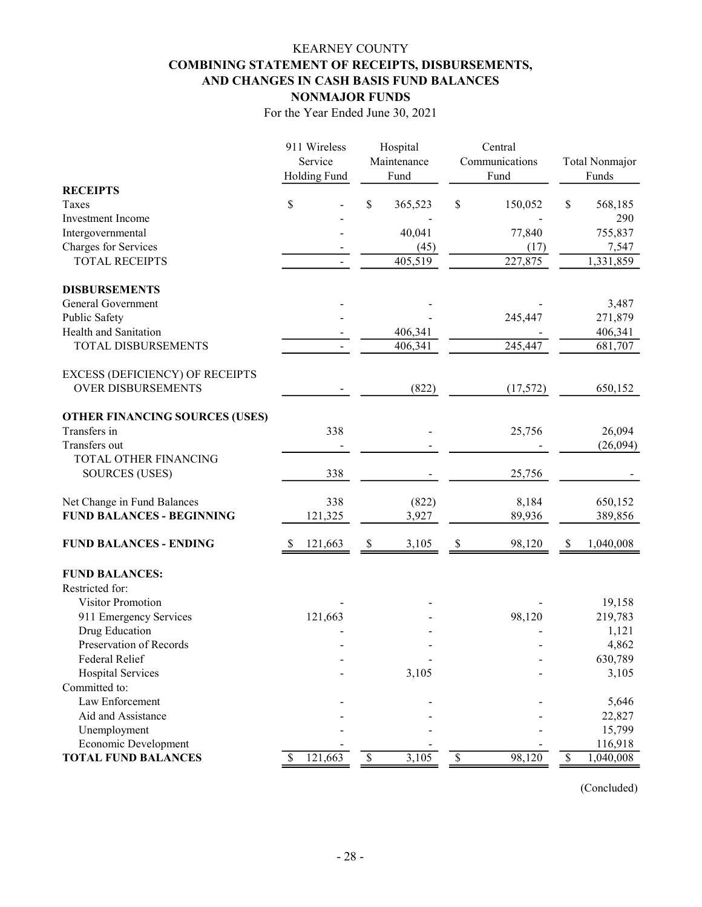# KEARNEY COUNTY

## COMBINING STATEMENT OF RECEIPTS, DISBURSEMENTS, AND CHANGES IN CASH BASIS FUND BALANCES

## NONMAJOR FUNDS

For the Year Ended June 30, 2021

| | 911 Wireless Service Holding Fund | Hospital Maintenance Fund | Central Communications Fund | Total Nonmajor Funds |
|---|---|---|---|---|
| **RECEIPTS** | | | | |
| Taxes | $ - | $ 365,523 | $ 150,052 | $ 568,185 |
| Investment Income | - | - | - | 290 |
| Intergovernmental | - | 40,041 | 77,840 | 755,837 |
| Charges for Services | - | (45) | (17) | 7,547 |
| TOTAL RECEIPTS | - | 405,519 | 227,875 | 1,331,859 |
| **DISBURSEMENTS** | | | | |
| General Government | - | - | - | 3,487 |
| Public Safety | - | - | 245,447 | 271,879 |
| Health and Sanitation | - | 406,341 | - | 406,341 |
| TOTAL DISBURSEMENTS | - | 406,341 | 245,447 | 681,707 |
| EXCESS (DEFICIENCY) OF RECEIPTS OVER DISBURSEMENTS | - | (822) | (17,572) | 650,152 |
| **OTHER FINANCING SOURCES (USES)** | | | | |
| Transfers in | 338 | - | 25,756 | 26,094 |
| Transfers out | - | - | - | (26,094) |
| TOTAL OTHER FINANCING SOURCES (USES) | 338 | - | 25,756 | - |
| Net Change in Fund Balances | 338 | (822) | 8,184 | 650,152 |
| **FUND BALANCES - BEGINNING** | 121,325 | 3,927 | 89,936 | 389,856 |
| **FUND BALANCES - ENDING** | $ 121,663 | $ 3,105 | $ 98,120 | $ 1,040,008 |
| **FUND BALANCES:** | | | | |
| Restricted for: | | | | |
| Visitor Promotion | - | - | - | 19,158 |
| 911 Emergency Services | 121,663 | - | 98,120 | 219,783 |
| Drug Education | - | - | - | 1,121 |
| Preservation of Records | - | - | - | 4,862 |
| Federal Relief | - | - | - | 630,789 |
| Hospital Services | - | 3,105 | - | 3,105 |
| Committed to: | | | | |
| Law Enforcement | - | - | - | 5,646 |
| Aid and Assistance | - | - | - | 22,827 |
| Unemployment | - | - | - | 15,799 |
| Economic Development | - | - | - | 116,918 |
| **TOTAL FUND BALANCES** | $ 121,663 | $ 3,105 | $ 98,120 | $ 1,040,008 |

(Concluded)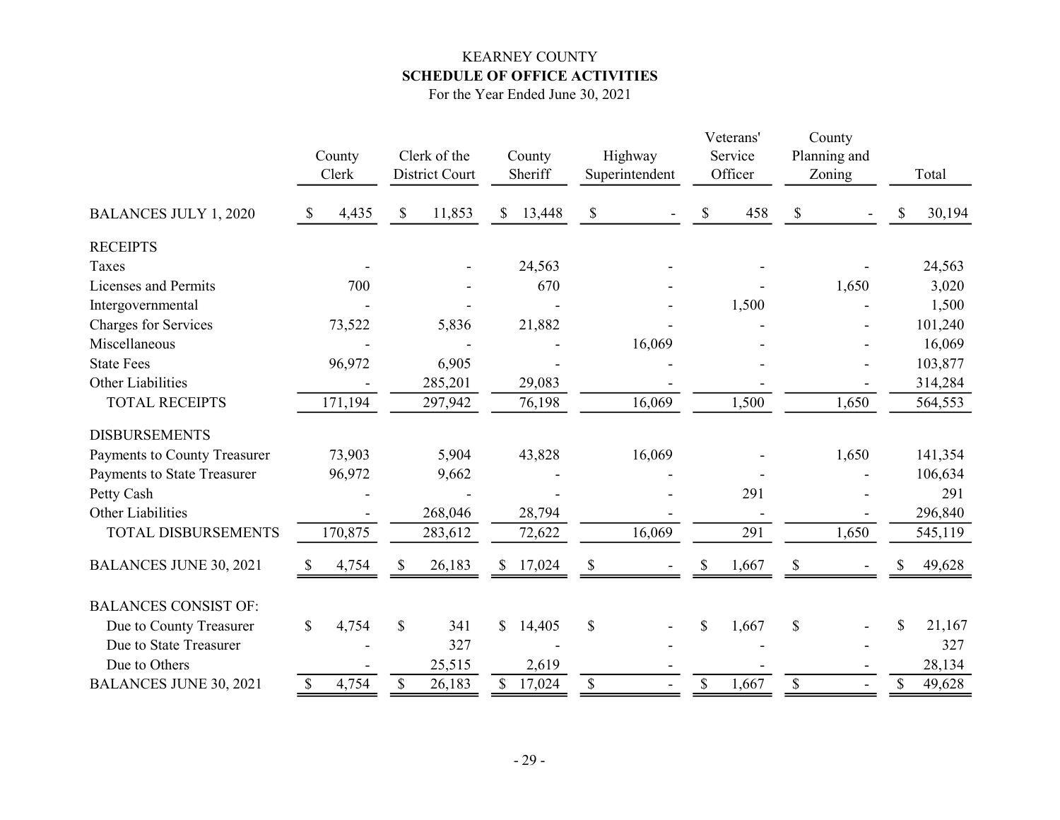KEARNEY COUNTY

**SCHEDULE OF OFFICE ACTIVITIES**

For the Year Ended June 30, 2021

| | County Clerk | Clerk of the District Court | County Sheriff | Highway Superintendent | Veterans' Service Officer | County Planning and Zoning | Total |
|---|---|---|---|---|---|---|---|
| BALANCES JULY 1, 2020 | $ 4,435 | $ 11,853 | $ 13,448 | $ - | $ 458 | $ - | $ 30,194 |
| RECEIPTS | | | | | | | |
| Taxes | - | - | 24,563 | - | - | - | 24,563 |
| Licenses and Permits | 700 | - | 670 | - | - | 1,650 | 3,020 |
| Intergovernmental | - | - | - | - | 1,500 | - | 1,500 |
| Charges for Services | 73,522 | 5,836 | 21,882 | - | - | - | 101,240 |
| Miscellaneous | - | - | - | 16,069 | - | - | 16,069 |
| State Fees | 96,972 | 6,905 | - | - | - | - | 103,877 |
| Other Liabilities | - | 285,201 | 29,083 | - | - | - | 314,284 |
| TOTAL RECEIPTS | 171,194 | 297,942 | 76,198 | 16,069 | 1,500 | 1,650 | 564,553 |
| DISBURSEMENTS | | | | | | | |
| Payments to County Treasurer | 73,903 | 5,904 | 43,828 | 16,069 | - | 1,650 | 141,354 |
| Payments to State Treasurer | 96,972 | 9,662 | - | - | - | - | 106,634 |
| Petty Cash | - | - | - | - | 291 | - | 291 |
| Other Liabilities | - | 268,046 | 28,794 | - | - | - | 296,840 |
| TOTAL DISBURSEMENTS | 170,875 | 283,612 | 72,622 | 16,069 | 291 | 1,650 | 545,119 |
| BALANCES JUNE 30, 2021 | $ 4,754 | $ 26,183 | $ 17,024 | $ - | $ 1,667 | $ - | $ 49,628 |
| BALANCES CONSIST OF: | | | | | | | |
| Due to County Treasurer | $ 4,754 | $ 341 | $ 14,405 | $ - | $ 1,667 | $ - | $ 21,167 |
| Due to State Treasurer | - | 327 | - | - | - | - | 327 |
| Due to Others | - | 25,515 | 2,619 | - | - | - | 28,134 |
| BALANCES JUNE 30, 2021 | $ 4,754 | $ 26,183 | $ 17,024 | $ - | $ 1,667 | $ - | $ 49,628 |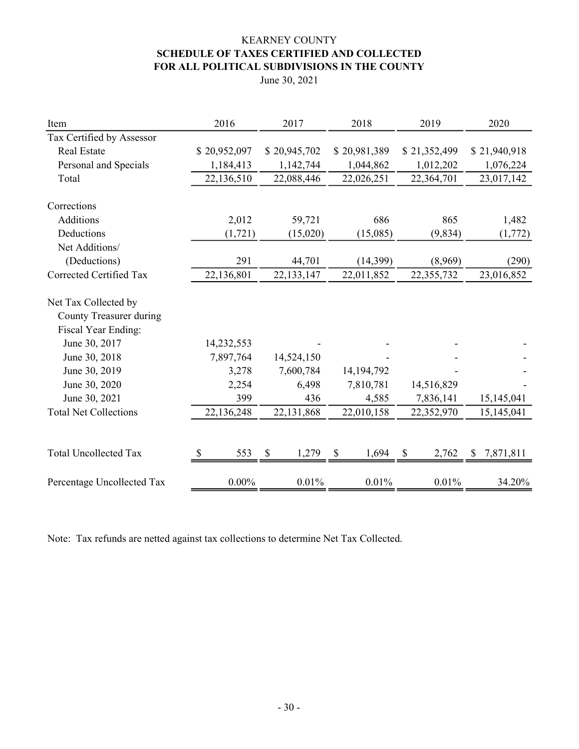KEARNEY COUNTY
**SCHEDULE OF TAXES CERTIFIED AND COLLECTED**
**FOR ALL POLITICAL SUBDIVISIONS IN THE COUNTY**
June 30, 2021

| Item | 2016 | 2017 | 2018 | 2019 | 2020 |
|---|---|---|---|---|---|
| Tax Certified by Assessor | | | | | |
| Real Estate | $ 20,952,097 | $ 20,945,702 | $ 20,981,389 | $ 21,352,499 | $ 21,940,918 |
| Personal and Specials | 1,184,413 | 1,142,744 | 1,044,862 | 1,012,202 | 1,076,224 |
| Total | 22,136,510 | 22,088,446 | 22,026,251 | 22,364,701 | 23,017,142 |
| Corrections | | | | | |
| Additions | 2,012 | 59,721 | 686 | 865 | 1,482 |
| Deductions | (1,721) | (15,020) | (15,085) | (9,834) | (1,772) |
| Net Additions/ (Deductions) | 291 | 44,701 | (14,399) | (8,969) | (290) |
| Corrected Certified Tax | 22,136,801 | 22,133,147 | 22,011,852 | 22,355,732 | 23,016,852 |
| Net Tax Collected by County Treasurer during Fiscal Year Ending: | | | | | |
| June 30, 2017 | 14,232,553 | - | - | - | - |
| June 30, 2018 | 7,897,764 | 14,524,150 | - | - | - |
| June 30, 2019 | 3,278 | 7,600,784 | 14,194,792 | - | - |
| June 30, 2020 | 2,254 | 6,498 | 7,810,781 | 14,516,829 | - |
| June 30, 2021 | 399 | 436 | 4,585 | 7,836,141 | 15,145,041 |
| Total Net Collections | 22,136,248 | 22,131,868 | 22,010,158 | 22,352,970 | 15,145,041 |
| Total Uncollected Tax | $ 553 | $ 1,279 | $ 1,694 | $ 2,762 | $ 7,871,811 |
| Percentage Uncollected Tax | 0.00% | 0.01% | 0.01% | 0.01% | 34.20% |

Note: Tax refunds are netted against tax collections to determine Net Tax Collected.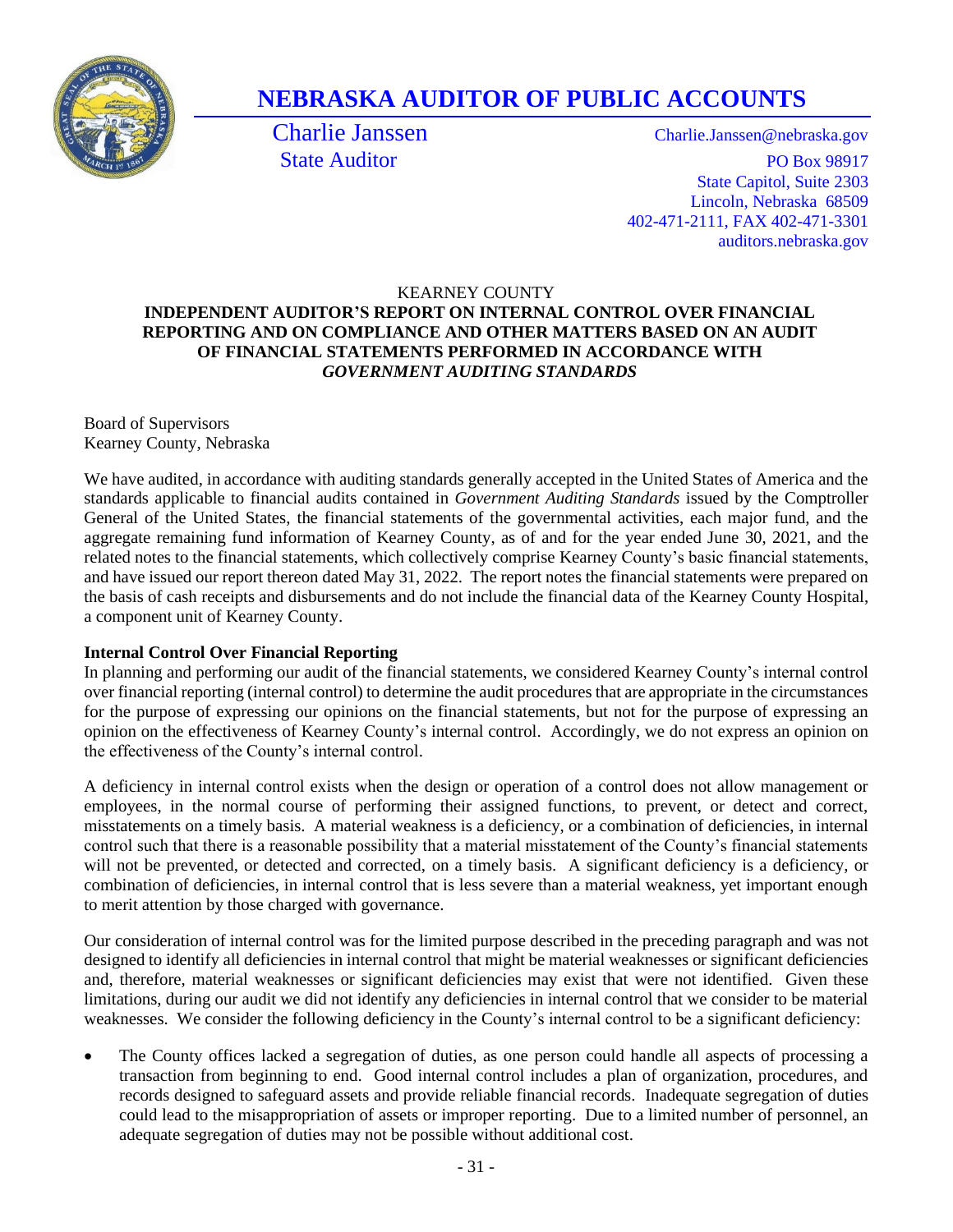# NEBRASKA AUDITOR OF PUBLIC ACCOUNTS

Charlie Janssen
State Auditor

Charlie.Janssen@nebraska.gov
PO Box 98917
State Capitol, Suite 2303
Lincoln, Nebraska 68509
402-471-2111, FAX 402-471-3301
auditors.nebraska.gov

KEARNEY COUNTY

**INDEPENDENT AUDITOR'S REPORT ON INTERNAL CONTROL OVER FINANCIAL REPORTING AND ON COMPLIANCE AND OTHER MATTERS BASED ON AN AUDIT OF FINANCIAL STATEMENTS PERFORMED IN ACCORDANCE WITH *GOVERNMENT AUDITING STANDARDS***

Board of Supervisors
Kearney County, Nebraska

We have audited, in accordance with auditing standards generally accepted in the United States of America and the standards applicable to financial audits contained in *Government Auditing Standards* issued by the Comptroller General of the United States, the financial statements of the governmental activities, each major fund, and the aggregate remaining fund information of Kearney County, as of and for the year ended June 30, 2021, and the related notes to the financial statements, which collectively comprise Kearney County's basic financial statements, and have issued our report thereon dated May 31, 2022. The report notes the financial statements were prepared on the basis of cash receipts and disbursements and do not include the financial data of the Kearney County Hospital, a component unit of Kearney County.

**Internal Control Over Financial Reporting**

In planning and performing our audit of the financial statements, we considered Kearney County's internal control over financial reporting (internal control) to determine the audit procedures that are appropriate in the circumstances for the purpose of expressing our opinions on the financial statements, but not for the purpose of expressing an opinion on the effectiveness of Kearney County's internal control. Accordingly, we do not express an opinion on the effectiveness of the County's internal control.

A deficiency in internal control exists when the design or operation of a control does not allow management or employees, in the normal course of performing their assigned functions, to prevent, or detect and correct, misstatements on a timely basis. A material weakness is a deficiency, or a combination of deficiencies, in internal control such that there is a reasonable possibility that a material misstatement of the County's financial statements will not be prevented, or detected and corrected, on a timely basis. A significant deficiency is a deficiency, or combination of deficiencies, in internal control that is less severe than a material weakness, yet important enough to merit attention by those charged with governance.

Our consideration of internal control was for the limited purpose described in the preceding paragraph and was not designed to identify all deficiencies in internal control that might be material weaknesses or significant deficiencies and, therefore, material weaknesses or significant deficiencies may exist that were not identified. Given these limitations, during our audit we did not identify any deficiencies in internal control that we consider to be material weaknesses. We consider the following deficiency in the County's internal control to be a significant deficiency:

- The County offices lacked a segregation of duties, as one person could handle all aspects of processing a transaction from beginning to end. Good internal control includes a plan of organization, procedures, and records designed to safeguard assets and provide reliable financial records. Inadequate segregation of duties could lead to the misappropriation of assets or improper reporting. Due to a limited number of personnel, an adequate segregation of duties may not be possible without additional cost.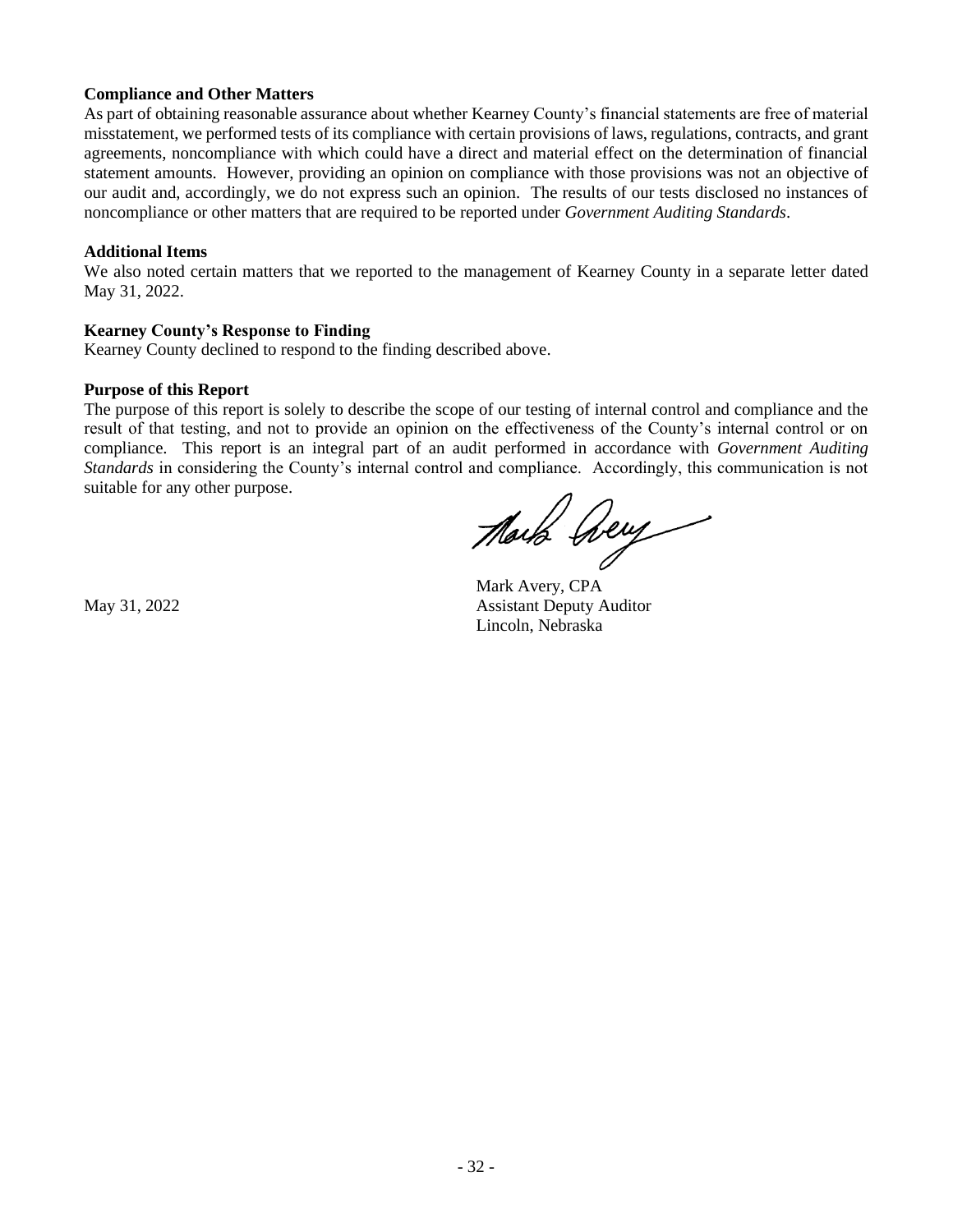**Compliance and Other Matters**

As part of obtaining reasonable assurance about whether Kearney County's financial statements are free of material misstatement, we performed tests of its compliance with certain provisions of laws, regulations, contracts, and grant agreements, noncompliance with which could have a direct and material effect on the determination of financial statement amounts. However, providing an opinion on compliance with those provisions was not an objective of our audit and, accordingly, we do not express such an opinion. The results of our tests disclosed no instances of noncompliance or other matters that are required to be reported under *Government Auditing Standards*.

**Additional Items**

We also noted certain matters that we reported to the management of Kearney County in a separate letter dated May 31, 2022.

**Kearney County's Response to Finding**

Kearney County declined to respond to the finding described above.

**Purpose of this Report**

The purpose of this report is solely to describe the scope of our testing of internal control and compliance and the result of that testing, and not to provide an opinion on the effectiveness of the County's internal control or on compliance. This report is an integral part of an audit performed in accordance with *Government Auditing Standards* in considering the County's internal control and compliance. Accordingly, this communication is not suitable for any other purpose.

Mark Avery, CPA
Assistant Deputy Auditor
Lincoln, Nebraska

May 31, 2022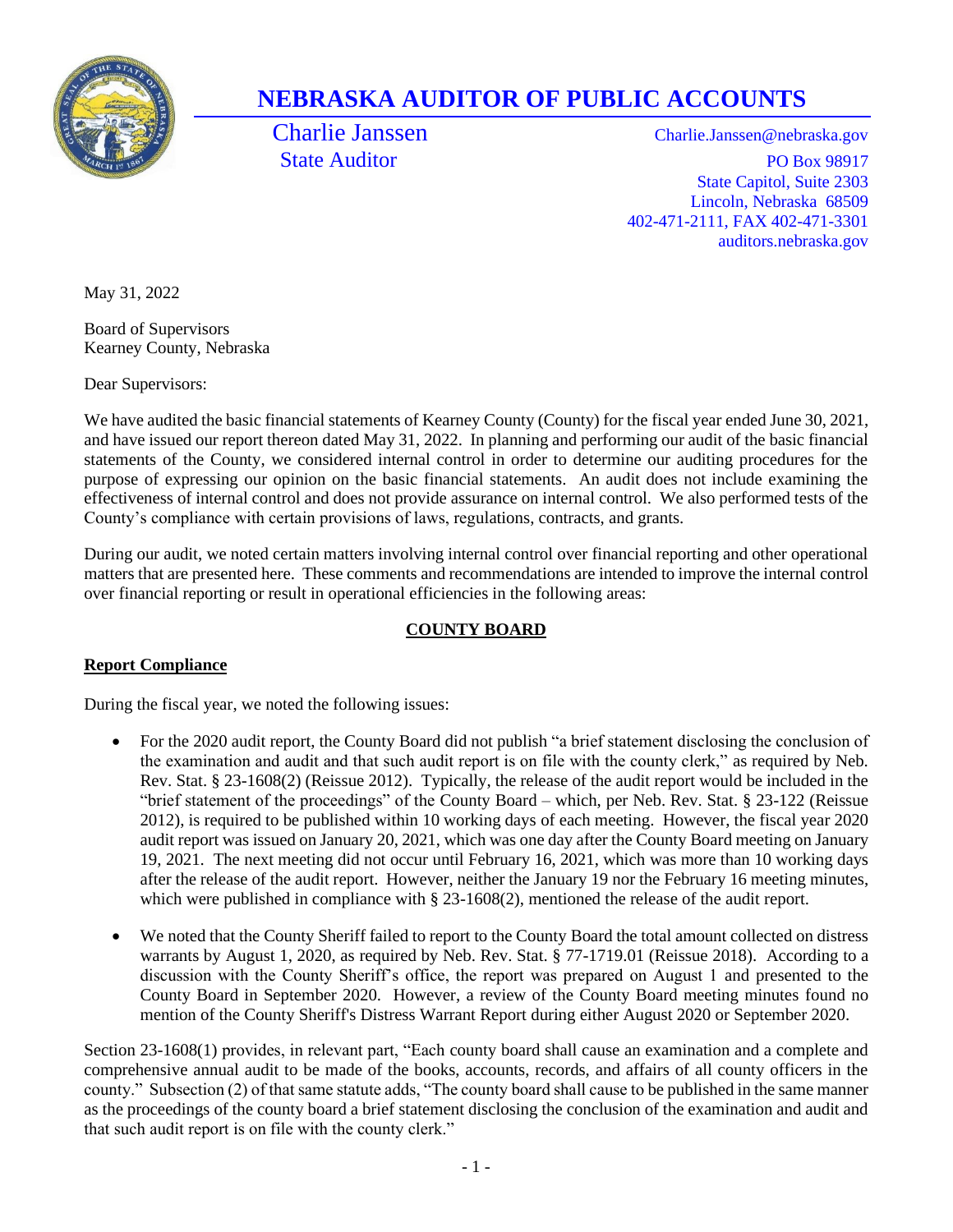# NEBRASKA AUDITOR OF PUBLIC ACCOUNTS

Charlie Janssen
State Auditor

Charlie.Janssen@nebraska.gov
PO Box 98917
State Capitol, Suite 2303
Lincoln, Nebraska 68509
402-471-2111, FAX 402-471-3301
auditors.nebraska.gov

May 31, 2022

Board of Supervisors
Kearney County, Nebraska

Dear Supervisors:

We have audited the basic financial statements of Kearney County (County) for the fiscal year ended June 30, 2021, and have issued our report thereon dated May 31, 2022. In planning and performing our audit of the basic financial statements of the County, we considered internal control in order to determine our auditing procedures for the purpose of expressing our opinion on the basic financial statements. An audit does not include examining the effectiveness of internal control and does not provide assurance on internal control. We also performed tests of the County's compliance with certain provisions of laws, regulations, contracts, and grants.

During our audit, we noted certain matters involving internal control over financial reporting and other operational matters that are presented here. These comments and recommendations are intended to improve the internal control over financial reporting or result in operational efficiencies in the following areas:

## COUNTY BOARD

### Report Compliance

During the fiscal year, we noted the following issues:

- For the 2020 audit report, the County Board did not publish "a brief statement disclosing the conclusion of the examination and audit and that such audit report is on file with the county clerk," as required by Neb. Rev. Stat. § 23-1608(2) (Reissue 2012). Typically, the release of the audit report would be included in the "brief statement of the proceedings" of the County Board – which, per Neb. Rev. Stat. § 23-122 (Reissue 2012), is required to be published within 10 working days of each meeting. However, the fiscal year 2020 audit report was issued on January 20, 2021, which was one day after the County Board meeting on January 19, 2021. The next meeting did not occur until February 16, 2021, which was more than 10 working days after the release of the audit report. However, neither the January 19 nor the February 16 meeting minutes, which were published in compliance with § 23-1608(2), mentioned the release of the audit report.

- We noted that the County Sheriff failed to report to the County Board the total amount collected on distress warrants by August 1, 2020, as required by Neb. Rev. Stat. § 77-1719.01 (Reissue 2018). According to a discussion with the County Sheriff's office, the report was prepared on August 1 and presented to the County Board in September 2020. However, a review of the County Board meeting minutes found no mention of the County Sheriff's Distress Warrant Report during either August 2020 or September 2020.

Section 23-1608(1) provides, in relevant part, "Each county board shall cause an examination and a complete and comprehensive annual audit to be made of the books, accounts, records, and affairs of all county officers in the county." Subsection (2) of that same statute adds, "The county board shall cause to be published in the same manner as the proceedings of the county board a brief statement disclosing the conclusion of the examination and audit and that such audit report is on file with the county clerk."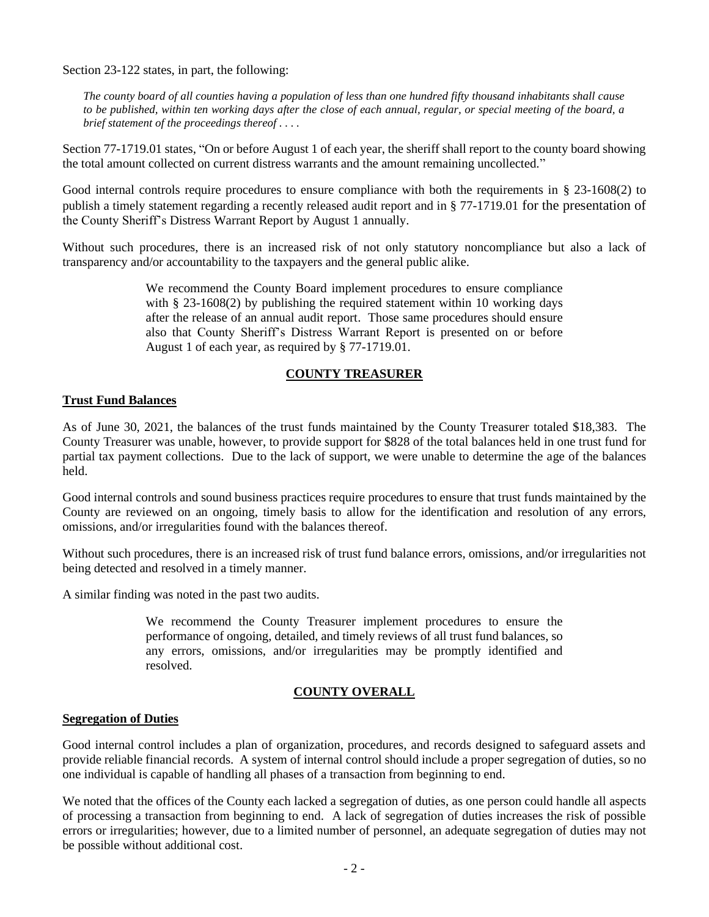Section 23-122 states, in part, the following:

> *The county board of all counties having a population of less than one hundred fifty thousand inhabitants shall cause to be published, within ten working days after the close of each annual, regular, or special meeting of the board, a brief statement of the proceedings thereof . . . .*

Section 77-1719.01 states, "On or before August 1 of each year, the sheriff shall report to the county board showing the total amount collected on current distress warrants and the amount remaining uncollected."

Good internal controls require procedures to ensure compliance with both the requirements in § 23-1608(2) to publish a timely statement regarding a recently released audit report and in § 77-1719.01 for the presentation of the County Sheriff's Distress Warrant Report by August 1 annually.

Without such procedures, there is an increased risk of not only statutory noncompliance but also a lack of transparency and/or accountability to the taxpayers and the general public alike.

> We recommend the County Board implement procedures to ensure compliance with § 23-1608(2) by publishing the required statement within 10 working days after the release of an annual audit report. Those same procedures should ensure also that County Sheriff's Distress Warrant Report is presented on or before August 1 of each year, as required by § 77-1719.01.

## COUNTY TREASURER

**Trust Fund Balances**

As of June 30, 2021, the balances of the trust funds maintained by the County Treasurer totaled $18,383. The County Treasurer was unable, however, to provide support for $828 of the total balances held in one trust fund for partial tax payment collections. Due to the lack of support, we were unable to determine the age of the balances held.

Good internal controls and sound business practices require procedures to ensure that trust funds maintained by the County are reviewed on an ongoing, timely basis to allow for the identification and resolution of any errors, omissions, and/or irregularities found with the balances thereof.

Without such procedures, there is an increased risk of trust fund balance errors, omissions, and/or irregularities not being detected and resolved in a timely manner.

A similar finding was noted in the past two audits.

> We recommend the County Treasurer implement procedures to ensure the performance of ongoing, detailed, and timely reviews of all trust fund balances, so any errors, omissions, and/or irregularities may be promptly identified and resolved.

## COUNTY OVERALL

**Segregation of Duties**

Good internal control includes a plan of organization, procedures, and records designed to safeguard assets and provide reliable financial records. A system of internal control should include a proper segregation of duties, so no one individual is capable of handling all phases of a transaction from beginning to end.

We noted that the offices of the County each lacked a segregation of duties, as one person could handle all aspects of processing a transaction from beginning to end. A lack of segregation of duties increases the risk of possible errors or irregularities; however, due to a limited number of personnel, an adequate segregation of duties may not be possible without additional cost.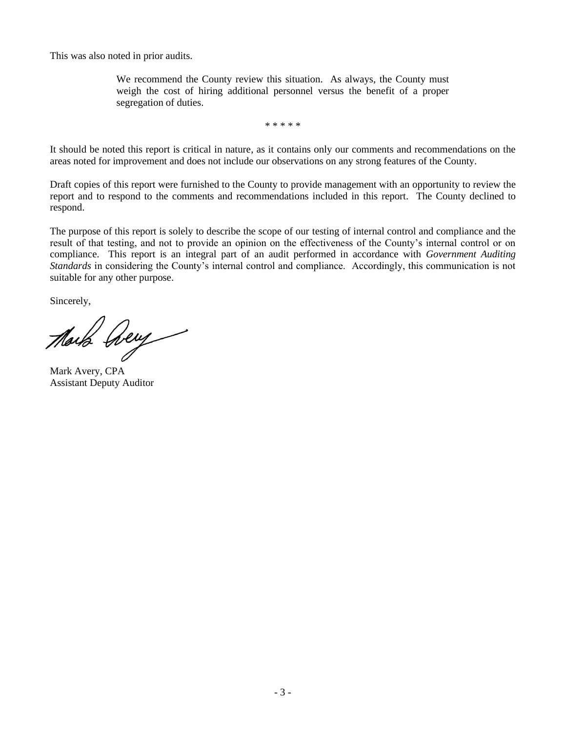This was also noted in prior audits.

> We recommend the County review this situation. As always, the County must weigh the cost of hiring additional personnel versus the benefit of a proper segregation of duties.

\* \* \* \* \*

It should be noted this report is critical in nature, as it contains only our comments and recommendations on the areas noted for improvement and does not include our observations on any strong features of the County.

Draft copies of this report were furnished to the County to provide management with an opportunity to review the report and to respond to the comments and recommendations included in this report. The County declined to respond.

The purpose of this report is solely to describe the scope of our testing of internal control and compliance and the result of that testing, and not to provide an opinion on the effectiveness of the County's internal control or on compliance. This report is an integral part of an audit performed in accordance with *Government Auditing Standards* in considering the County's internal control and compliance. Accordingly, this communication is not suitable for any other purpose.

Sincerely,

Mark Avery, CPA
Assistant Deputy Auditor